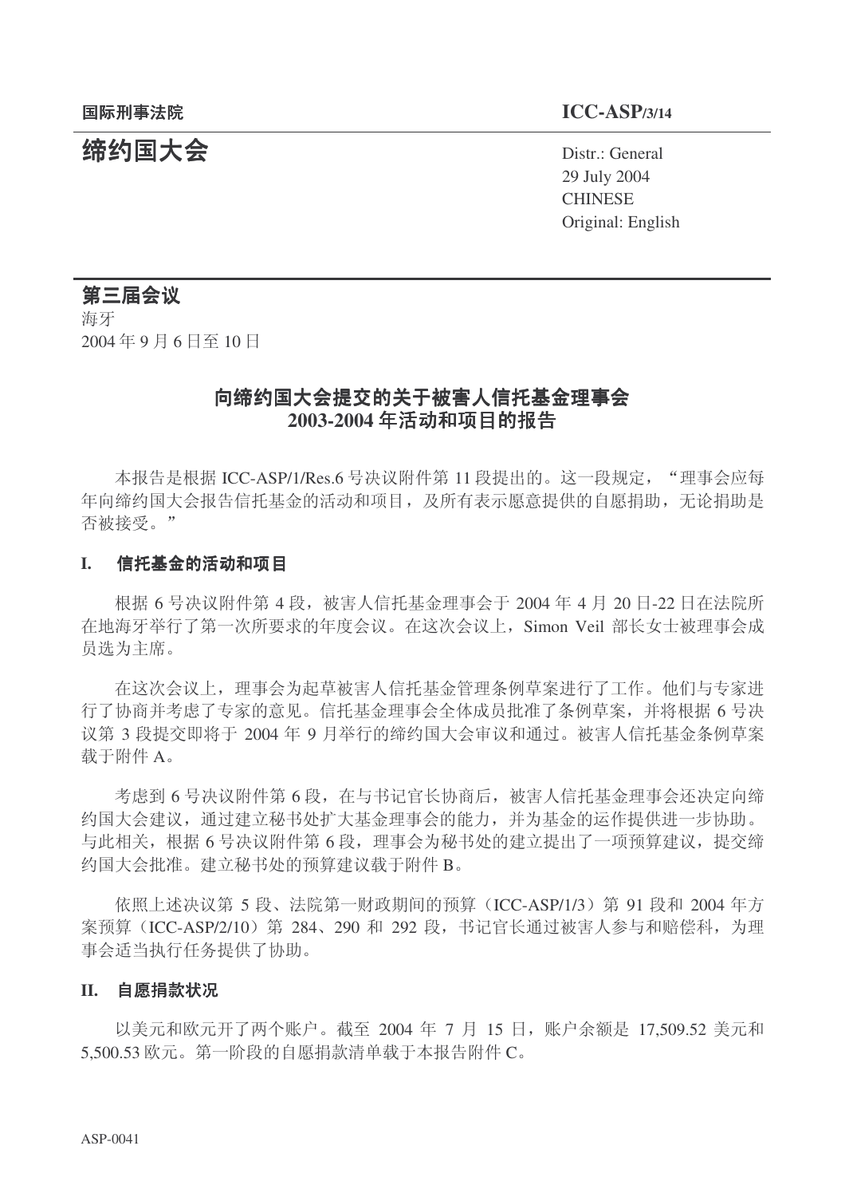国际刑事法院 **ICC-ASP/3/14**

# 缔约国大会

Distr.: General
29 July 2004
CHINESE
Original: English

## 第三届会议

海牙
2004 年 9 月 6 日至 10 日

## 向缔约国大会提交的关于被害人信托基金理事会 2003-2004 年活动和项目的报告

本报告是根据 ICC-ASP/1/Res.6 号决议附件第 11 段提出的。这一段规定，"理事会应每年向缔约国大会报告信托基金的活动和项目，及所有表示愿意提供的自愿捐助，无论捐助是否被接受。"

### I. 信托基金的活动和项目

根据 6 号决议附件第 4 段，被害人信托基金理事会于 2004 年 4 月 20 日-22 日在法院所在地海牙举行了第一次所要求的年度会议。在这次会议上，Simon Veil 部长女士被理事会成员选为主席。

在这次会议上，理事会为起草被害人信托基金管理条例草案进行了工作。他们与专家进行了协商并考虑了专家的意见。信托基金理事会全体成员批准了条例草案，并将根据 6 号决议第 3 段提交即将于 2004 年 9 月举行的缔约国大会审议和通过。被害人信托基金条例草案载于附件 A。

考虑到 6 号决议附件第 6 段，在与书记官长协商后，被害人信托基金理事会还决定向缔约国大会建议，通过建立秘书处扩大基金理事会的能力，并为基金的运作提供进一步协助。与此相关，根据 6 号决议附件第 6 段，理事会为秘书处的建立提出了一项预算建议，提交缔约国大会批准。建立秘书处的预算建议载于附件 B。

依照上述决议第 5 段、法院第一财政期间的预算（ICC-ASP/1/3）第 91 段和 2004 年方案预算（ICC-ASP/2/10）第 284、290 和 292 段，书记官长通过被害人参与和赔偿科，为理事会适当执行任务提供了协助。

### II. 自愿捐款状况

以美元和欧元开了两个账户。截至 2004 年 7 月 15 日，账户余额是 17,509.52 美元和 5,500.53 欧元。第一阶段的自愿捐款清单载于本报告附件 C。

ASP-0041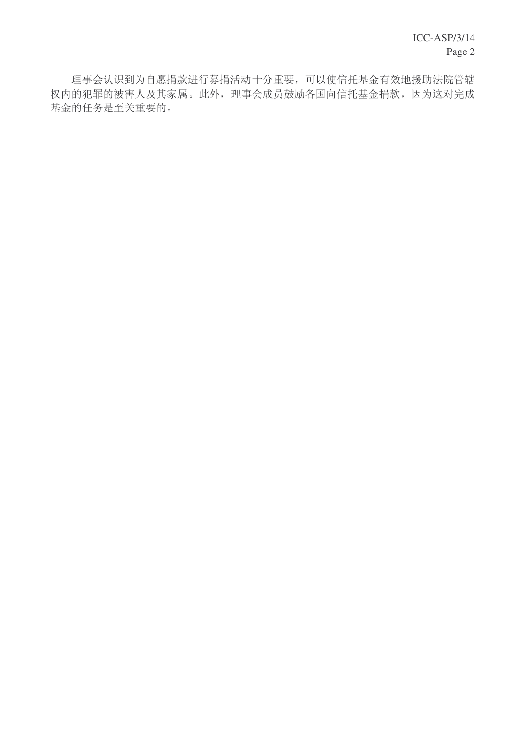理事会认识到为自愿捐款进行募捐活动十分重要，可以使信托基金有效地援助法院管辖权内的犯罪的被害人及其家属。此外，理事会成员鼓励各国向信托基金捐款，因为这对完成基金的任务是至关重要的。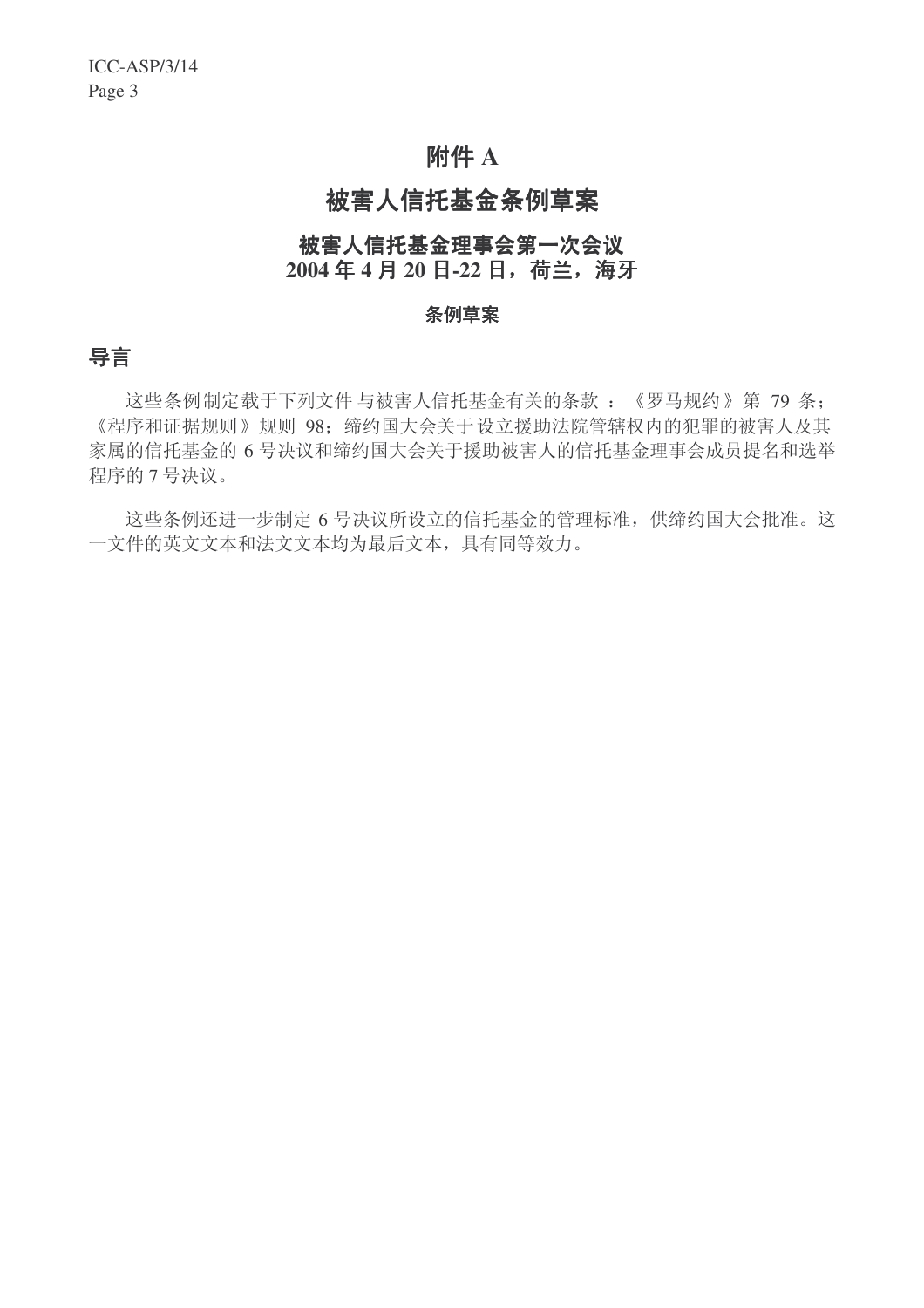# 附件 A

# 被害人信托基金条例草案

## 被害人信托基金理事会第一次会议
## 2004 年 4 月 20 日-22 日，荷兰，海牙

### 条例草案

## 导言

这些条例制定载于下列文件与被害人信托基金有关的条款：《罗马规约》第 79 条；《程序和证据规则》规则 98；缔约国大会关于设立援助法院管辖权内的犯罪的被害人及其家属的信托基金的 6 号决议和缔约国大会关于援助被害人的信托基金理事会成员提名和选举程序的 7 号决议。

这些条例还进一步制定 6 号决议所设立的信托基金的管理标准，供缔约国大会批准。这一文件的英文文本和法文文本均为最后文本，具有同等效力。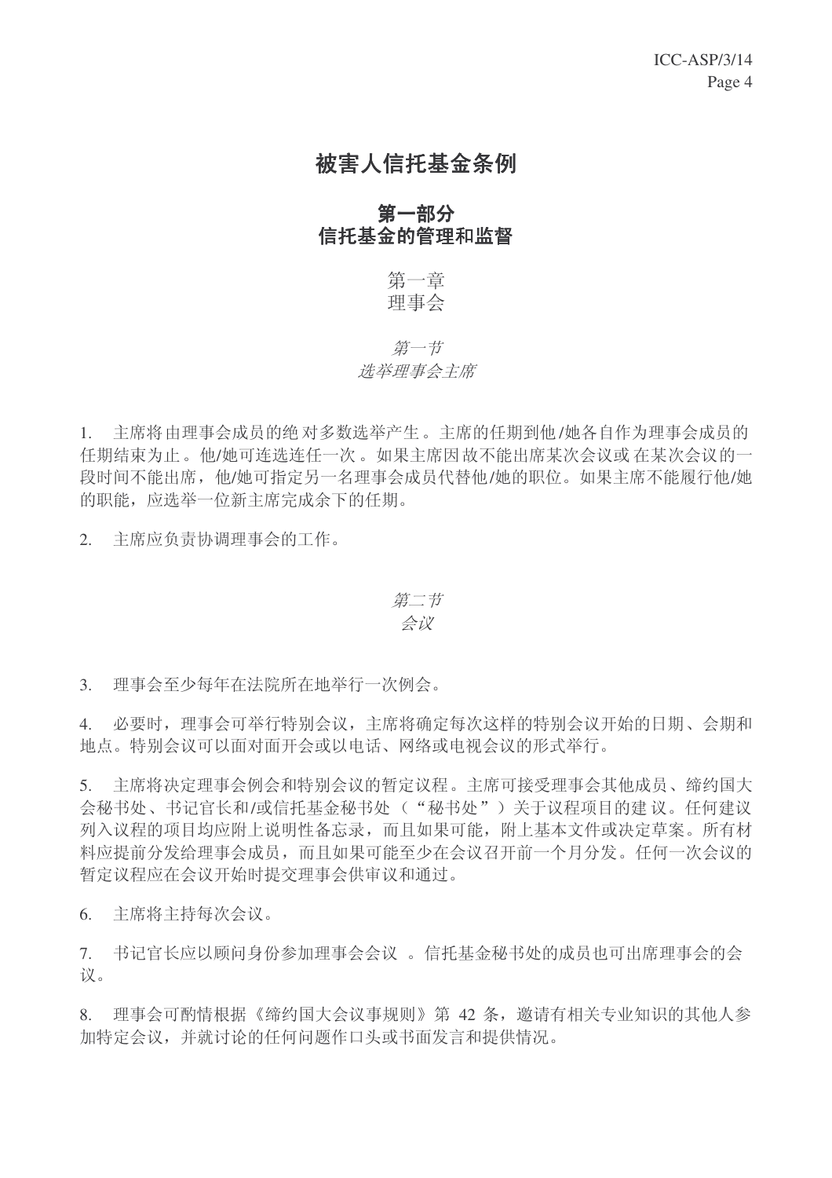# 被害人信托基金条例

## 第一部分
## 信托基金的管理和监督

### 第一章
### 理事会

#### *第一节*
#### *选举理事会主席*

1. 主席将由理事会成员的绝对多数选举产生。主席的任期到他/她各自作为理事会成员的任期结束为止。他/她可连选连任一次。如果主席因故不能出席某次会议或在某次会议的一段时间不能出席，他/她可指定另一名理事会成员代替他/她的职位。如果主席不能履行他/她的职能，应选举一位新主席完成余下的任期。

2. 主席应负责协调理事会的工作。

#### *第二节*
#### *会议*

3. 理事会至少每年在法院所在地举行一次例会。

4. 必要时，理事会可举行特别会议，主席将确定每次这样的特别会议开始的日期、会期和地点。特别会议可以面对面开会或以电话、网络或电视会议的形式举行。

5. 主席将决定理事会例会和特别会议的暂定议程。主席可接受理事会其他成员、缔约国大会秘书处、书记官长和/或信托基金秘书处（“秘书处”）关于议程项目的建议。任何建议列入议程的项目均应附上说明性备忘录，而且如果可能，附上基本文件或决定草案。所有材料应提前分发给理事会成员，而且如果可能至少在会议召开前一个月分发。任何一次会议的暂定议程应在会议开始时提交理事会供审议和通过。

6. 主席将主持每次会议。

7. 书记官长应以顾问身份参加理事会会议。信托基金秘书处的成员也可出席理事会的会议。

8. 理事会可酌情根据《缔约国大会议事规则》第 42 条，邀请有相关专业知识的其他人参加特定会议，并就讨论的任何问题作口头或书面发言和提供情况。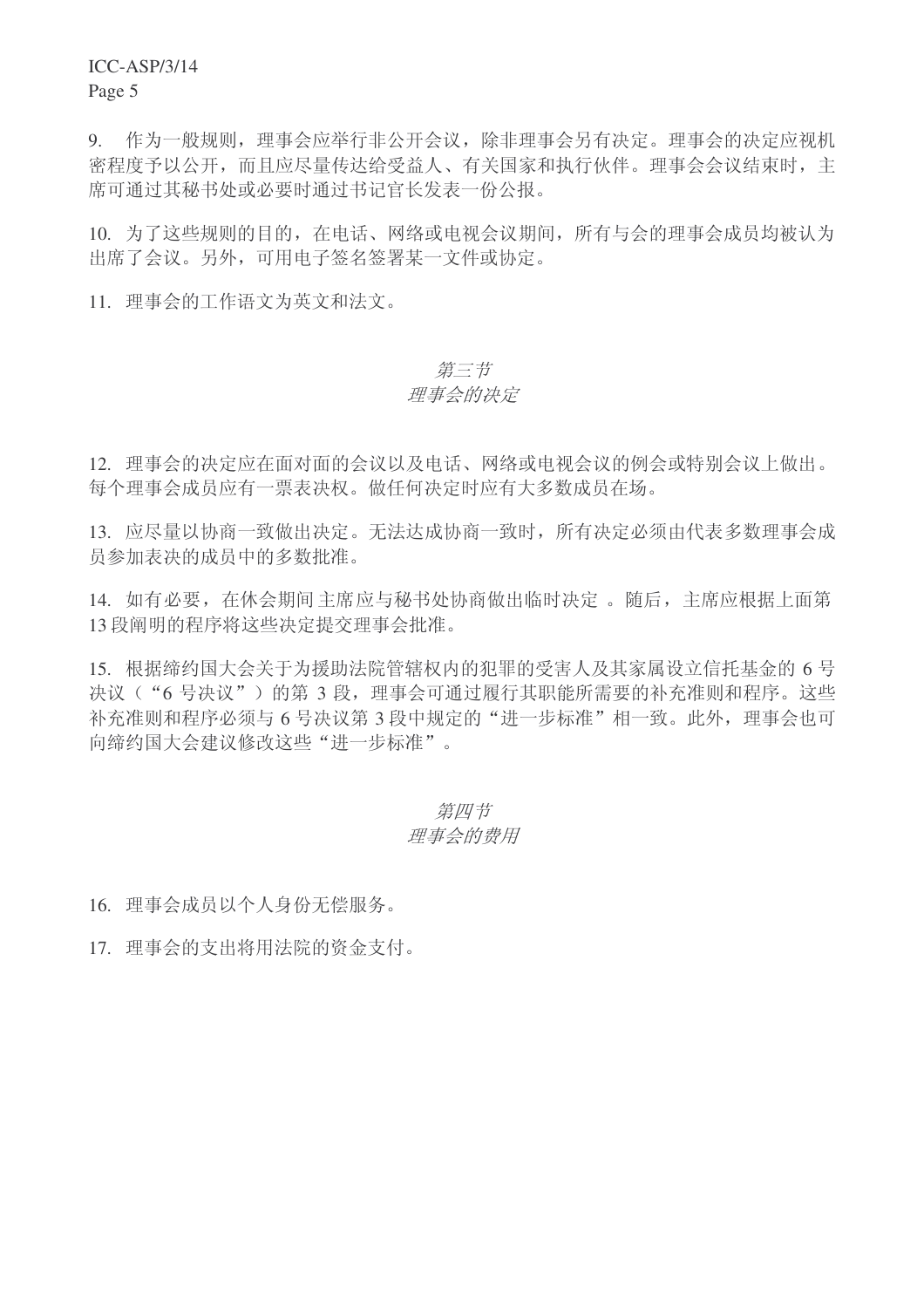9. 作为一般规则，理事会应举行非公开会议，除非理事会另有决定。理事会的决定应视机密程度予以公开，而且应尽量传达给受益人、有关国家和执行伙伴。理事会会议结束时，主席可通过其秘书处或必要时通过书记官长发表一份公报。

10. 为了这些规则的目的，在电话、网络或电视会议期间，所有与会的理事会成员均被认为出席了会议。另外，可用电子签名签署某一文件或协定。

11. 理事会的工作语文为英文和法文。

## *第三节*
## *理事会的决定*

12. 理事会的决定应在面对面的会议以及电话、网络或电视会议的例会或特别会议上做出。每个理事会成员应有一票表决权。做任何决定时应有大多数成员在场。

13. 应尽量以协商一致做出决定。无法达成协商一致时，所有决定必须由代表多数理事会成员参加表决的成员中的多数批准。

14. 如有必要，在休会期间主席应与秘书处协商做出临时决定 。随后，主席应根据上面第13段阐明的程序将这些决定提交理事会批准。

15. 根据缔约国大会关于为援助法院管辖权内的犯罪的受害人及其家属设立信托基金的6号决议（“6号决议”）的第3段，理事会可通过履行其职能所需要的补充准则和程序。这些补充准则和程序必须与6号决议第3段中规定的“进一步标准”相一致。此外，理事会也可向缔约国大会建议修改这些“进一步标准”。

## *第四节*
## *理事会的费用*

16. 理事会成员以个人身份无偿服务。

17. 理事会的支出将用法院的资金支付。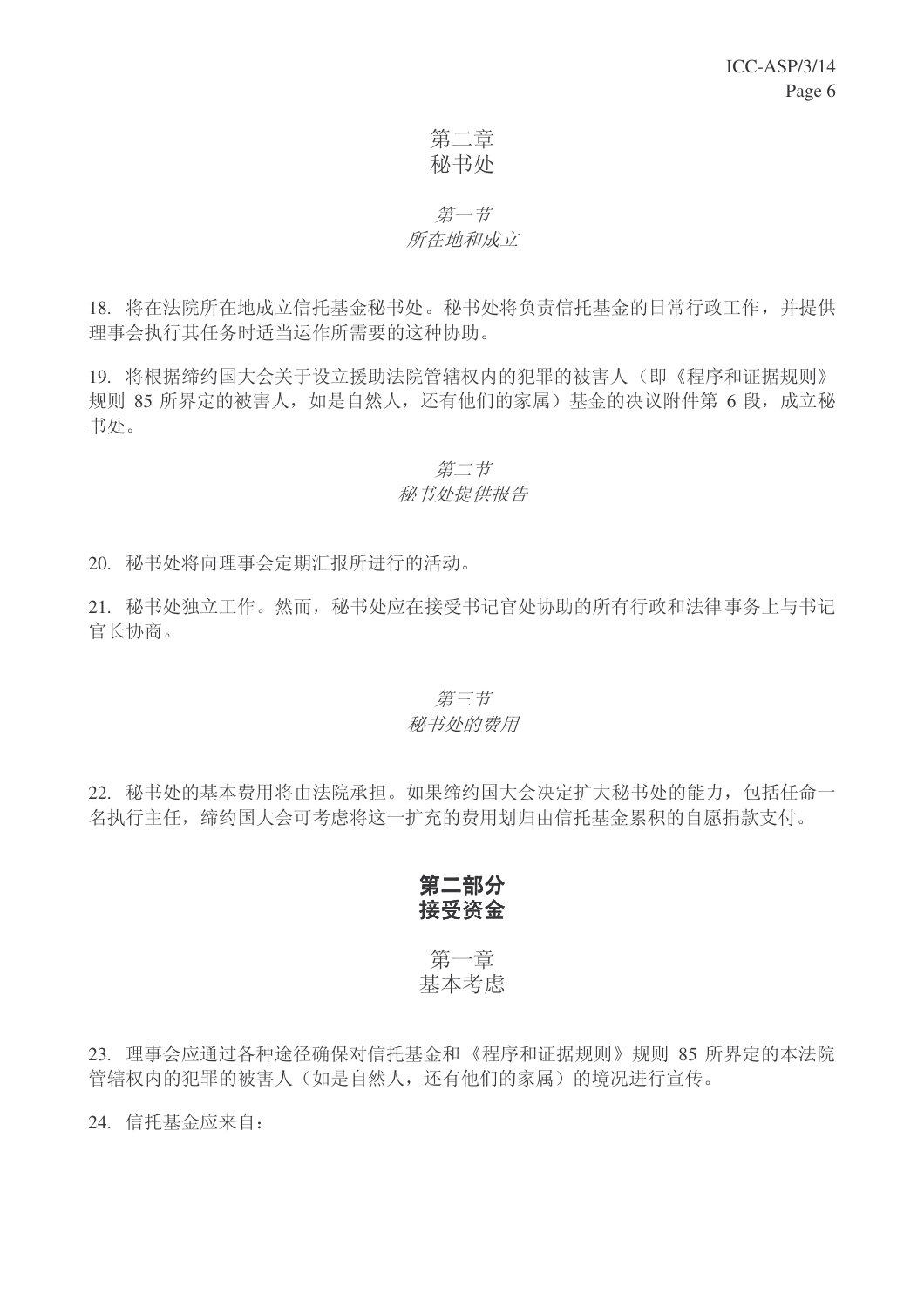## 第二章
## 秘书处

### *第一节*
### *所在地和成立*

18. 将在法院所在地成立信托基金秘书处。秘书处将负责信托基金的日常行政工作，并提供理事会执行其任务时适当运作所需要的这种协助。

19. 将根据缔约国大会关于设立援助法院管辖权内的犯罪的被害人（即《程序和证据规则》规则 85 所界定的被害人，如是自然人，还有他们的家属）基金的决议附件第 6 段，成立秘书处。

### *第二节*
### *秘书处提供报告*

20. 秘书处将向理事会定期汇报所进行的活动。

21. 秘书处独立工作。然而，秘书处应在接受书记官处协助的所有行政和法律事务上与书记官长协商。

### *第三节*
### *秘书处的费用*

22. 秘书处的基本费用将由法院承担。如果缔约国大会决定扩大秘书处的能力，包括任命一名执行主任，缔约国大会可考虑将这一扩充的费用划归由信托基金累积的自愿捐款支付。

# **第二部分**
# **接受资金**

## 第一章
## 基本考虑

23. 理事会应通过各种途径确保对信托基金和《程序和证据规则》规则 85 所界定的本法院管辖权内的犯罪的被害人（如是自然人，还有他们的家属）的境况进行宣传。

24. 信托基金应来自：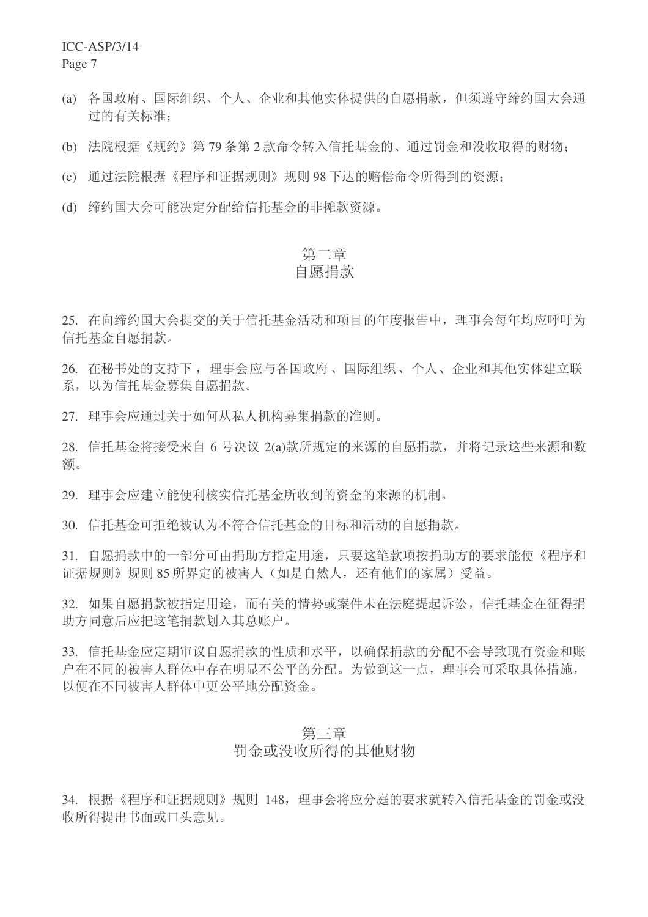(a) 各国政府、国际组织、个人、企业和其他实体提供的自愿捐款，但须遵守缔约国大会通过的有关标准；

(b) 法院根据《规约》第 79 条第 2 款命令转入信托基金的、通过罚金和没收取得的财物；

(c) 通过法院根据《程序和证据规则》规则 98 下达的赔偿命令所得到的资源；

(d) 缔约国大会可能决定分配给信托基金的非摊款资源。

## 第二章
## 自愿捐款

25. 在向缔约国大会提交的关于信托基金活动和项目的年度报告中，理事会每年均应呼吁为信托基金自愿捐款。

26. 在秘书处的支持下，理事会应与各国政府、国际组织、个人、企业和其他实体建立联系，以为信托基金募集自愿捐款。

27. 理事会应通过关于如何从私人机构募集捐款的准则。

28. 信托基金将接受来自 6 号决议 2(a)款所规定的来源的自愿捐款，并将记录这些来源和数额。

29. 理事会应建立能便利核实信托基金所收到的资金的来源的机制。

30. 信托基金可拒绝被认为不符合信托基金的目标和活动的自愿捐款。

31. 自愿捐款中的一部分可由捐助方指定用途，只要这笔款项按捐助方的要求能使《程序和证据规则》规则 85 所界定的被害人（如是自然人，还有他们的家属）受益。

32. 如果自愿捐款被指定用途，而有关的情势或案件未在法庭提起诉讼，信托基金在征得捐助方同意后应把这笔捐款划入其总账户。

33. 信托基金应定期审议自愿捐款的性质和水平，以确保捐款的分配不会导致现有资金和账户在不同的被害人群体中存在明显不公平的分配。为做到这一点，理事会可采取具体措施，以便在不同被害人群体中更公平地分配资金。

## 第三章
## 罚金或没收所得的其他财物

34. 根据《程序和证据规则》规则 148，理事会将应分庭的要求就转入信托基金的罚金或没收所得提出书面或口头意见。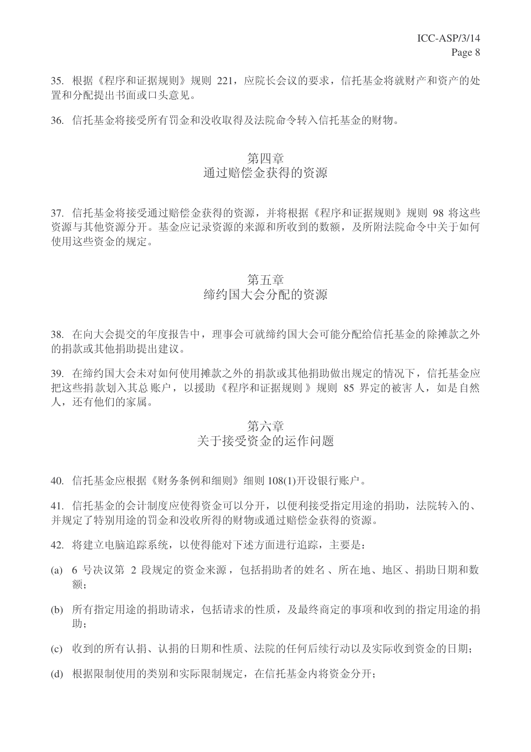35. 根据《程序和证据规则》规则 221，应院长会议的要求，信托基金将就财产和资产的处置和分配提出书面或口头意见。

36. 信托基金将接受所有罚金和没收取得及法院命令转入信托基金的财物。

## 第四章
## 通过赔偿金获得的资源

37. 信托基金将接受通过赔偿金获得的资源，并将根据《程序和证据规则》规则 98 将这些资源与其他资源分开。基金应记录资源的来源和所收到的数额，及所附法院命令中关于如何使用这些资金的规定。

## 第五章
## 缔约国大会分配的资源

38. 在向大会提交的年度报告中，理事会可就缔约国大会可能分配给信托基金的除摊款之外的捐款或其他捐助提出建议。

39. 在缔约国大会未对如何使用摊款之外的捐款或其他捐助做出规定的情况下，信托基金应把这些捐款划入其总账户，以援助《程序和证据规则》规则 85 界定的被害人，如是自然人，还有他们的家属。

## 第六章
## 关于接受资金的运作问题

40. 信托基金应根据《财务条例和细则》细则 108(1)开设银行账户。

41. 信托基金的会计制度应使得资金可以分开，以便利接受指定用途的捐助，法院转入的、并规定了特别用途的罚金和没收所得的财物或通过赔偿金获得的资源。

42. 将建立电脑追踪系统，以使得能对下述方面进行追踪，主要是：

(a) 6 号决议第 2 段规定的资金来源，包括捐助者的姓名、所在地、地区、捐助日期和数额；

(b) 所有指定用途的捐助请求，包括请求的性质，及最终商定的事项和收到的指定用途的捐助；

(c) 收到的所有认捐、认捐的日期和性质、法院的任何后续行动以及实际收到资金的日期；

(d) 根据限制使用的类别和实际限制规定，在信托基金内将资金分开；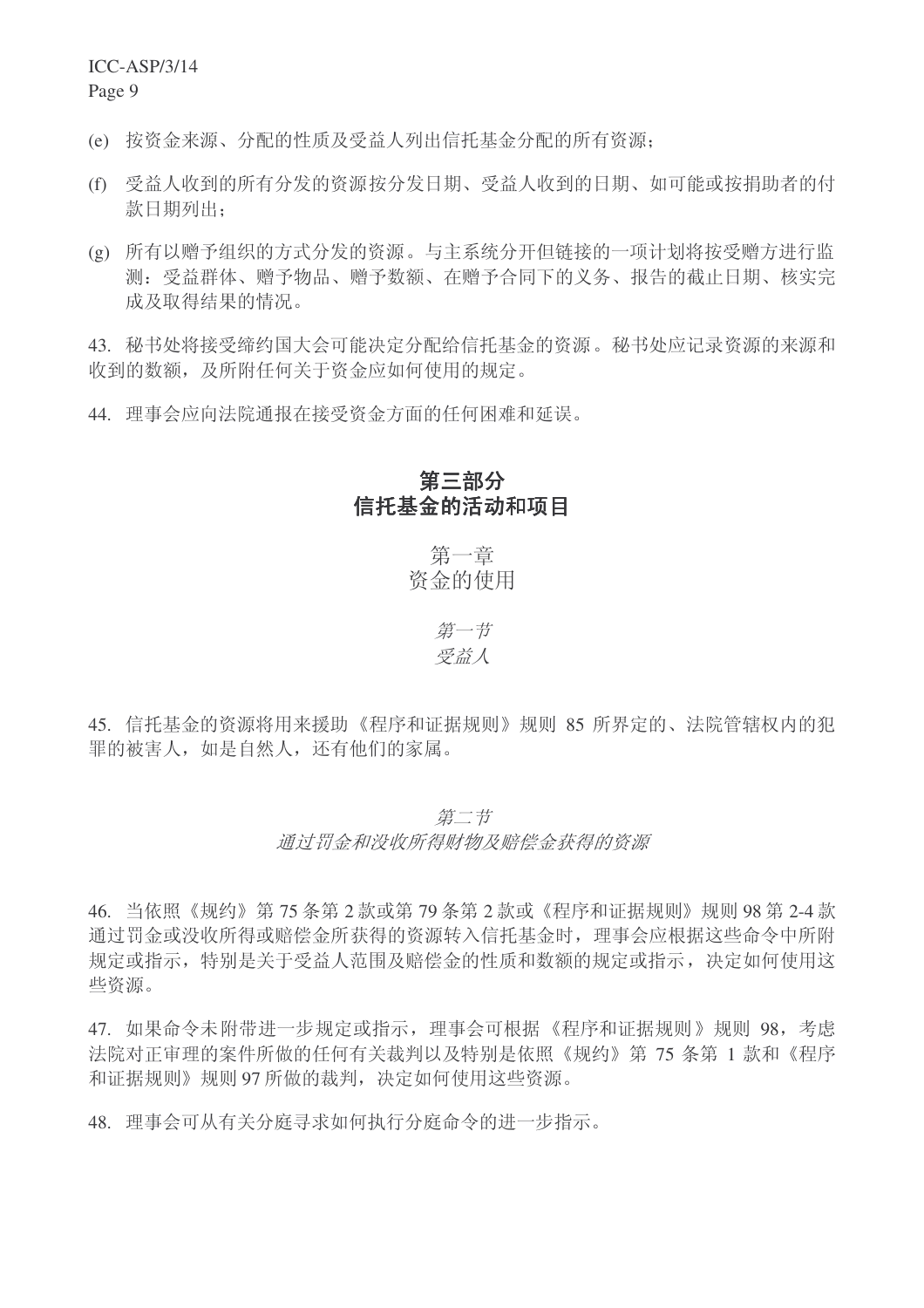(e) 按资金来源、分配的性质及受益人列出信托基金分配的所有资源；

(f) 受益人收到的所有分发的资源按分发日期、受益人收到的日期、如可能或按捐助者的付款日期列出；

(g) 所有以赠予组织的方式分发的资源。与主系统分开但链接的一项计划将按受赠方进行监测：受益群体、赠予物品、赠予数额、在赠予合同下的义务、报告的截止日期、核实完成及取得结果的情况。

43. 秘书处将接受缔约国大会可能决定分配给信托基金的资源。秘书处应记录资源的来源和收到的数额，及所附任何关于资金应如何使用的规定。

44. 理事会应向法院通报在接受资金方面的任何困难和延误。

# 第三部分
# 信托基金的活动和项目

## 第一章
## 资金的使用

### *第一节*
### *受益人*

45. 信托基金的资源将用来援助《程序和证据规则》规则 85 所界定的、法院管辖权内的犯罪的被害人，如是自然人，还有他们的家属。

### *第二节*
### *通过罚金和没收所得财物及赔偿金获得的资源*

46. 当依照《规约》第 75 条第 2 款或第 79 条第 2 款或《程序和证据规则》规则 98 第 2-4 款通过罚金或没收所得或赔偿金所获得的资源转入信托基金时，理事会应根据这些命令中所附规定或指示，特别是关于受益人范围及赔偿金的性质和数额的规定或指示，决定如何使用这些资源。

47. 如果命令未附带进一步规定或指示，理事会可根据《程序和证据规则》规则 98，考虑法院对正审理的案件所做的任何有关裁判以及特别是依照《规约》第 75 条第 1 款和《程序和证据规则》规则 97 所做的裁判，决定如何使用这些资源。

48. 理事会可从有关分庭寻求如何执行分庭命令的进一步指示。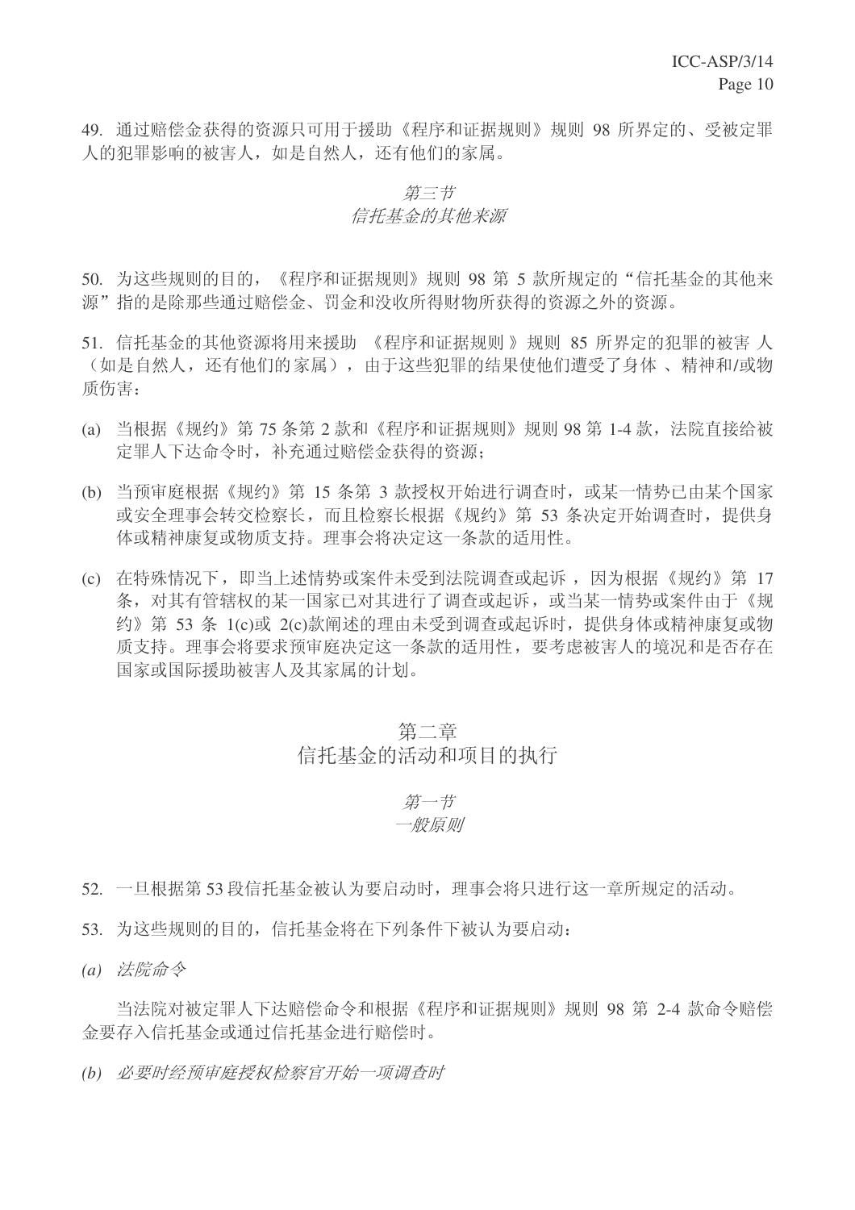49. 通过赔偿金获得的资源只可用于援助《程序和证据规则》规则 98 所界定的、受被定罪人的犯罪影响的被害人，如是自然人，还有他们的家属。

### *第三节*
### *信托基金的其他来源*

50. 为这些规则的目的，《程序和证据规则》规则 98 第 5 款所规定的“信托基金的其他来源”指的是除那些通过赔偿金、罚金和没收所得财物所获得的资源之外的资源。

51. 信托基金的其他资源将用来援助 《程序和证据规则 》规则 85 所界定的犯罪的被害 人（如是自然人，还有他们的家属），由于这些犯罪的结果使他们遭受了身体 、精神和/或物质伤害：

(a) 当根据《规约》第 75 条第 2 款和《程序和证据规则》规则 98 第 1-4 款，法院直接给被定罪人下达命令时，补充通过赔偿金获得的资源；

(b) 当预审庭根据《规约》第 15 条第 3 款授权开始进行调查时，或某一情势已由某个国家或安全理事会转交检察长，而且检察长根据《规约》第 53 条决定开始调查时，提供身体或精神康复或物质支持。理事会将决定这一条款的适用性。

(c) 在特殊情况下，即当上述情势或案件未受到法院调查或起诉 ，因为根据《规约》第 17 条，对其有管辖权的某一国家已对其进行了调查或起诉，或当某一情势或案件由于《规约》第 53 条 1(c)或 2(c)款阐述的理由未受到调查或起诉时，提供身体或精神康复或物质支持。理事会将要求预审庭决定这一条款的适用性，要考虑被害人的境况和是否存在国家或国际援助被害人及其家属的计划。

## 第二章
## 信托基金的活动和项目的执行

### *第一节*
### *一般原则*

52. 一旦根据第 53 段信托基金被认为要启动时，理事会将只进行这一章所规定的活动。

53. 为这些规则的目的，信托基金将在下列条件下被认为要启动：

*(a) 法院命令*

当法院对被定罪人下达赔偿命令和根据《程序和证据规则》规则 98 第 2-4 款命令赔偿金要存入信托基金或通过信托基金进行赔偿时。

*(b) 必要时经预审庭授权检察官开始一项调查时*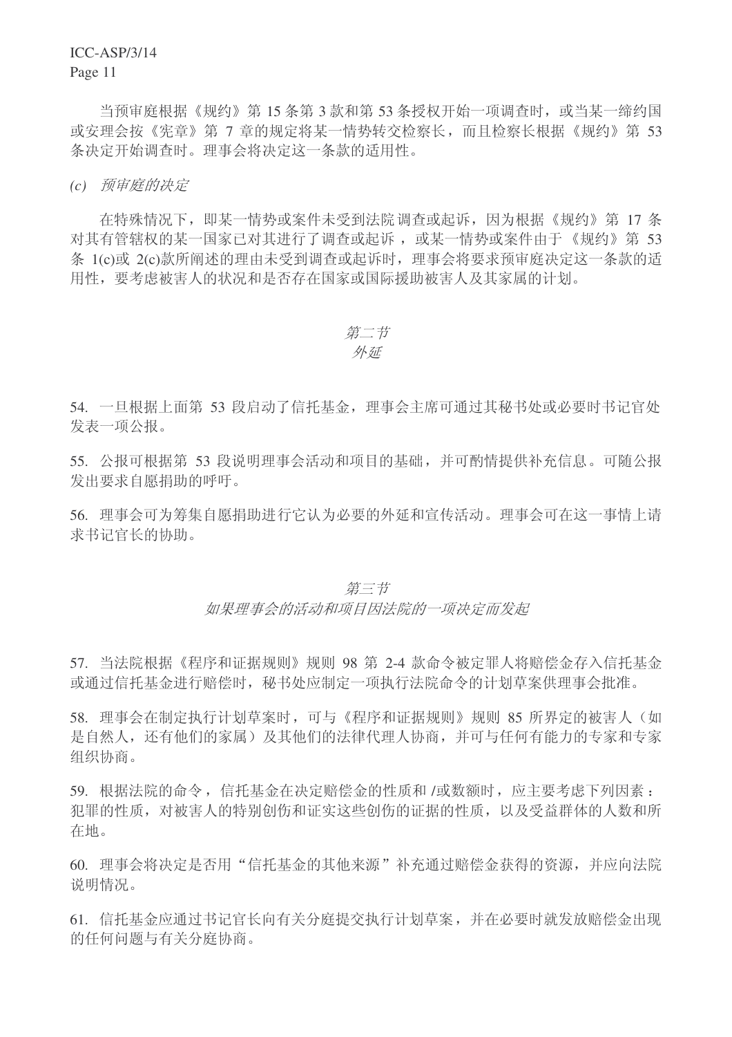当预审庭根据《规约》第 15 条第 3 款和第 53 条授权开始一项调查时，或当某一缔约国或安理会按《宪章》第 7 章的规定将某一情势转交检察长，而且检察长根据《规约》第 53 条决定开始调查时。理事会将决定这一条款的适用性。

*(c) 预审庭的决定*

在特殊情况下，即某一情势或案件未受到法院调查或起诉，因为根据《规约》第 17 条对其有管辖权的某一国家已对其进行了调查或起诉，或某一情势或案件由于《规约》第 53 条 1(c)或 2(c)款所阐述的理由未受到调查或起诉时，理事会将要求预审庭决定这一条款的适用性，要考虑被害人的状况和是否存在国家或国际援助被害人及其家属的计划。

### *第二节*
### *外延*

54. 一旦根据上面第 53 段启动了信托基金，理事会主席可通过其秘书处或必要时书记官处发表一项公报。

55. 公报可根据第 53 段说明理事会活动和项目的基础，并可酌情提供补充信息。可随公报发出要求自愿捐助的呼吁。

56. 理事会可为筹集自愿捐助进行它认为必要的外延和宣传活动。理事会可在这一事情上请求书记官长的协助。

### *第三节*
### *如果理事会的活动和项目因法院的一项决定而发起*

57. 当法院根据《程序和证据规则》规则 98 第 2-4 款命令被定罪人将赔偿金存入信托基金或通过信托基金进行赔偿时，秘书处应制定一项执行法院命令的计划草案供理事会批准。

58. 理事会在制定执行计划草案时，可与《程序和证据规则》规则 85 所界定的被害人（如是自然人，还有他们的家属）及其他们的法律代理人协商，并可与任何有能力的专家和专家组织协商。

59. 根据法院的命令，信托基金在决定赔偿金的性质和 /或数额时，应主要考虑下列因素：犯罪的性质，对被害人的特别创伤和证实这些创伤的证据的性质，以及受益群体的人数和所在地。

60. 理事会将决定是否用"信托基金的其他来源"补充通过赔偿金获得的资源，并应向法院说明情况。

61. 信托基金应通过书记官长向有关分庭提交执行计划草案，并在必要时就发放赔偿金出现的任何问题与有关分庭协商。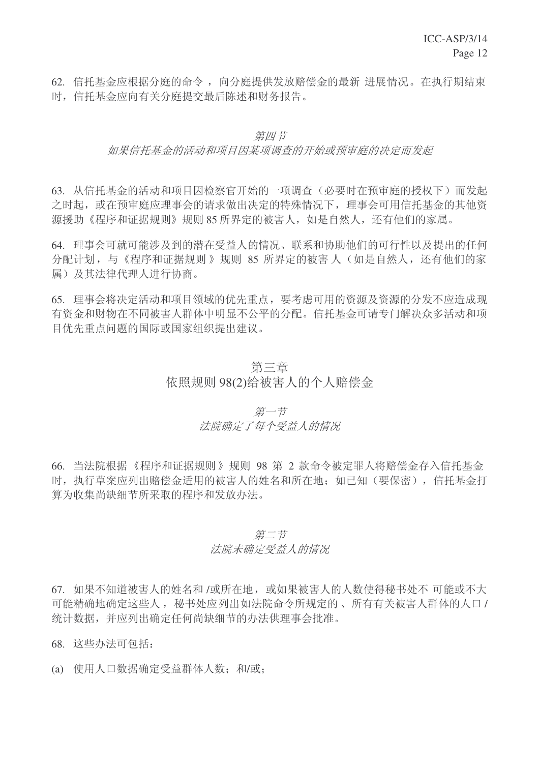62. 信托基金应根据分庭的命令，向分庭提供发放赔偿金的最新进展情况。在执行期结束时，信托基金应向有关分庭提交最后陈述和财务报告。

### *第四节*
### *如果信托基金的活动和项目因某项调查的开始或预审庭的决定而发起*

63. 从信托基金的活动和项目因检察官开始的一项调查（必要时在预审庭的授权下）而发起之时起，或在预审庭应理事会的请求做出决定的特殊情况下，理事会可用信托基金的其他资源援助《程序和证据规则》规则 85 所界定的被害人，如是自然人，还有他们的家属。

64. 理事会可就可能涉及到的潜在受益人的情况、联系和协助他们的可行性以及提出的任何分配计划，与《程序和证据规则》规则 85 所界定的被害人（如是自然人，还有他们的家属）及其法律代理人进行协商。

65. 理事会将决定活动和项目领域的优先重点，要考虑可用的资源及资源的分发不应造成现有资金和财物在不同被害人群体中明显不公平的分配。信托基金可请专门解决众多活动和项目优先重点问题的国际或国家组织提出建议。

## 第三章
## 依照规则 98(2)给被害人的个人赔偿金

### *第一节*
### *法院确定了每个受益人的情况*

66. 当法院根据《程序和证据规则》规则 98 第 2 款命令被定罪人将赔偿金存入信托基金时，执行草案应列出赔偿金适用的被害人的姓名和所在地；如已知（要保密），信托基金打算为收集尚缺细节所采取的程序和发放办法。

### *第二节*
### *法院未确定受益人的情况*

67. 如果不知道被害人的姓名和/或所在地，或如果被害人的人数使得秘书处不可能或不大可能精确地确定这些人，秘书处应列出如法院命令所规定的、所有有关被害人群体的人口/统计数据，并应列出确定任何尚缺细节的办法供理事会批准。

68. 这些办法可包括：

(a) 使用人口数据确定受益群体人数；和/或；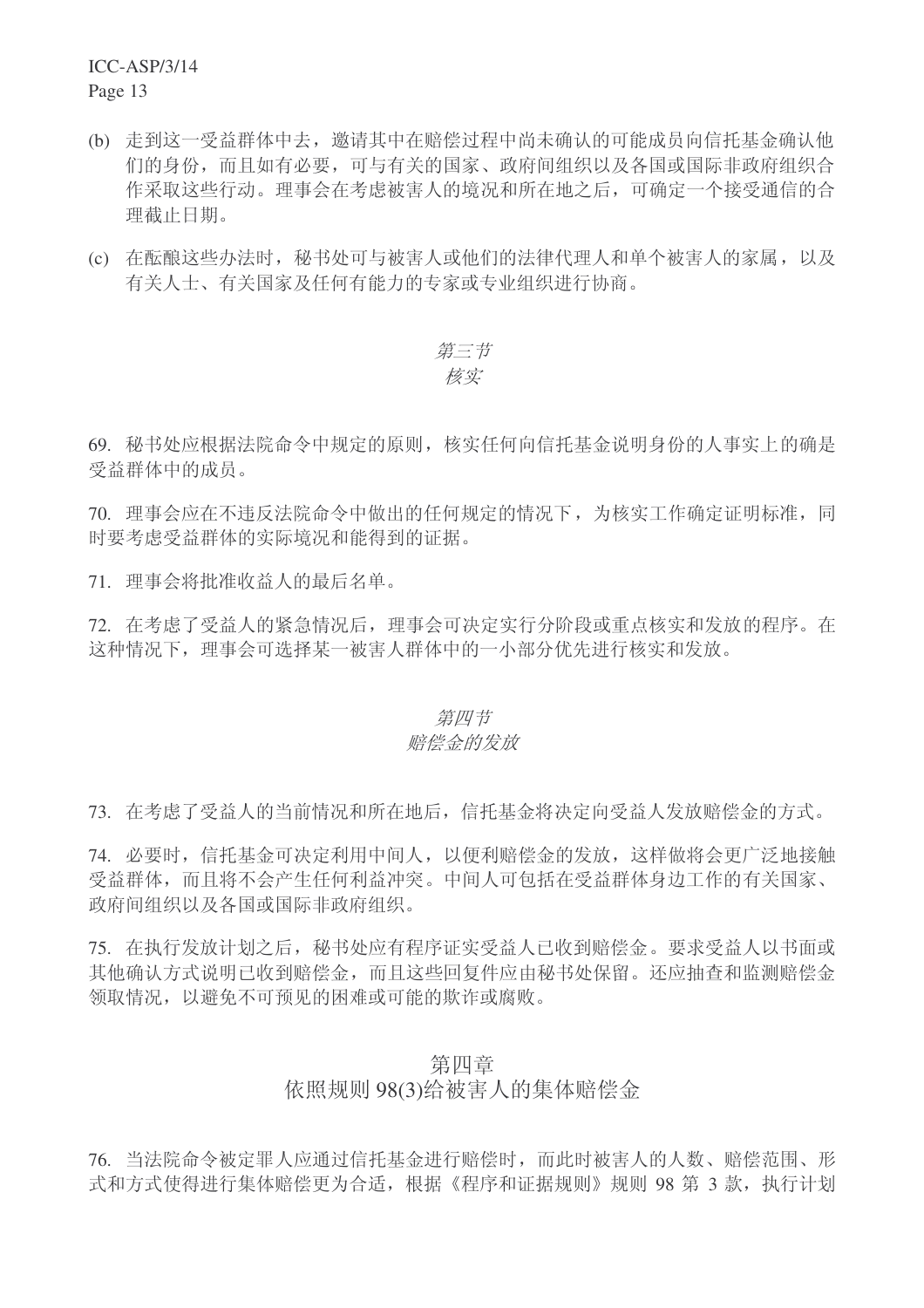(b) 走到这一受益群体中去，邀请其中在赔偿过程中尚未确认的可能成员向信托基金确认他们的身份，而且如有必要，可与有关的国家、政府间组织以及各国或国际非政府组织合作采取这些行动。理事会在考虑被害人的境况和所在地之后，可确定一个接受通信的合理截止日期。

(c) 在酝酿这些办法时，秘书处可与被害人或他们的法律代理人和单个被害人的家属，以及有关人士、有关国家及任何有能力的专家或专业组织进行协商。

### *第三节*
### *核实*

69. 秘书处应根据法院命令中规定的原则，核实任何向信托基金说明身份的人事实上的确是受益群体中的成员。

70. 理事会应在不违反法院命令中做出的任何规定的情况下，为核实工作确定证明标准，同时要考虑受益群体的实际境况和能得到的证据。

71. 理事会将批准收益人的最后名单。

72. 在考虑了受益人的紧急情况后，理事会可决定实行分阶段或重点核实和发放的程序。在这种情况下，理事会可选择某一被害人群体中的一小部分优先进行核实和发放。

### *第四节*
### *赔偿金的发放*

73. 在考虑了受益人的当前情况和所在地后，信托基金将决定向受益人发放赔偿金的方式。

74. 必要时，信托基金可决定利用中间人，以便利赔偿金的发放，这样做将会更广泛地接触受益群体，而且将不会产生任何利益冲突。中间人可包括在受益群体身边工作的有关国家、政府间组织以及各国或国际非政府组织。

75. 在执行发放计划之后，秘书处应有程序证实受益人已收到赔偿金。要求受益人以书面或其他确认方式说明已收到赔偿金，而且这些回复件应由秘书处保留。还应抽查和监测赔偿金领取情况，以避免不可预见的困难或可能的欺诈或腐败。

## 第四章
## 依照规则 98(3)给被害人的集体赔偿金

76. 当法院命令被定罪人应通过信托基金进行赔偿时，而此时被害人的人数、赔偿范围、形式和方式使得进行集体赔偿更为合适，根据《程序和证据规则》规则 98 第 3 款，执行计划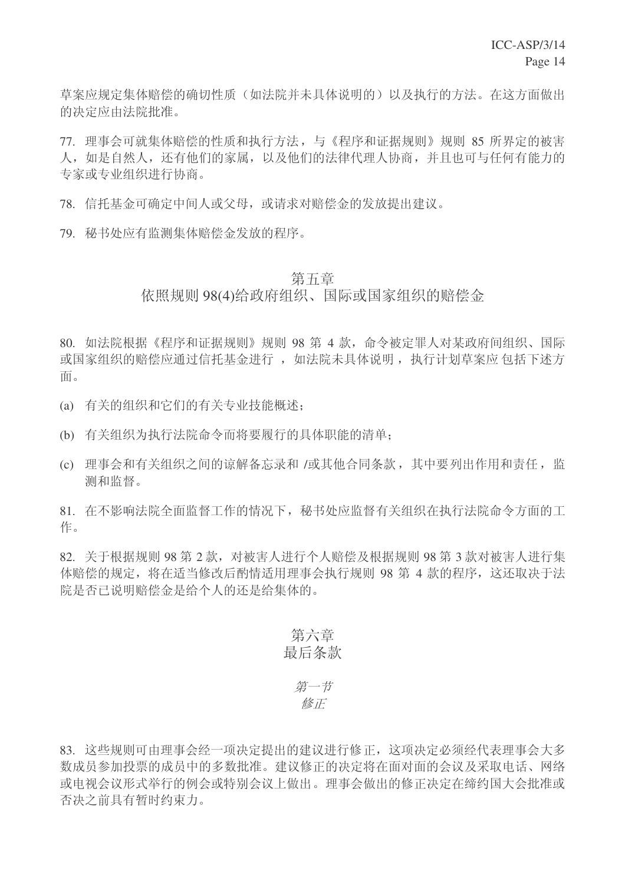草案应规定集体赔偿的确切性质（如法院并未具体说明的）以及执行的方法。在这方面做出的决定应由法院批准。

77. 理事会可就集体赔偿的性质和执行方法，与《程序和证据规则》规则 85 所界定的被害人，如是自然人，还有他们的家属，以及他们的法律代理人协商，并且也可与任何有能力的专家或专业组织进行协商。

78. 信托基金可确定中间人或父母，或请求对赔偿金的发放提出建议。

79. 秘书处应有监测集体赔偿金发放的程序。

## 第五章
## 依照规则 98(4)给政府组织、国际或国家组织的赔偿金

80. 如法院根据《程序和证据规则》规则 98 第 4 款，命令被定罪人对某政府间组织、国际或国家组织的赔偿应通过信托基金进行 ，如法院未具体说明，执行计划草案应 包括下述方面。

(a) 有关的组织和它们的有关专业技能概述；

(b) 有关组织为执行法院命令而将要履行的具体职能的清单；

(c) 理事会和有关组织之间的谅解备忘录和 /或其他合同条款，其中要列出作用和责任，监测和监督。

81. 在不影响法院全面监督工作的情况下，秘书处应监督有关组织在执行法院命令方面的工作。

82. 关于根据规则 98 第 2 款，对被害人进行个人赔偿及根据规则 98 第 3 款对被害人进行集体赔偿的规定，将在适当修改后酌情适用理事会执行规则 98 第 4 款的程序，这还取决于法院是否已说明赔偿金是给个人的还是给集体的。

## 第六章
## 最后条款

### *第一节*
### *修正*

83. 这些规则可由理事会经一项决定提出的建议进行修正，这项决定必须经代表理事会大多数成员参加投票的成员中的多数批准。建议修正的决定将在面对面的会议及采取电话、网络或电视会议形式举行的例会或特别会议上做出。理事会做出的修正决定在缔约国大会批准或否决之前具有暂时约束力。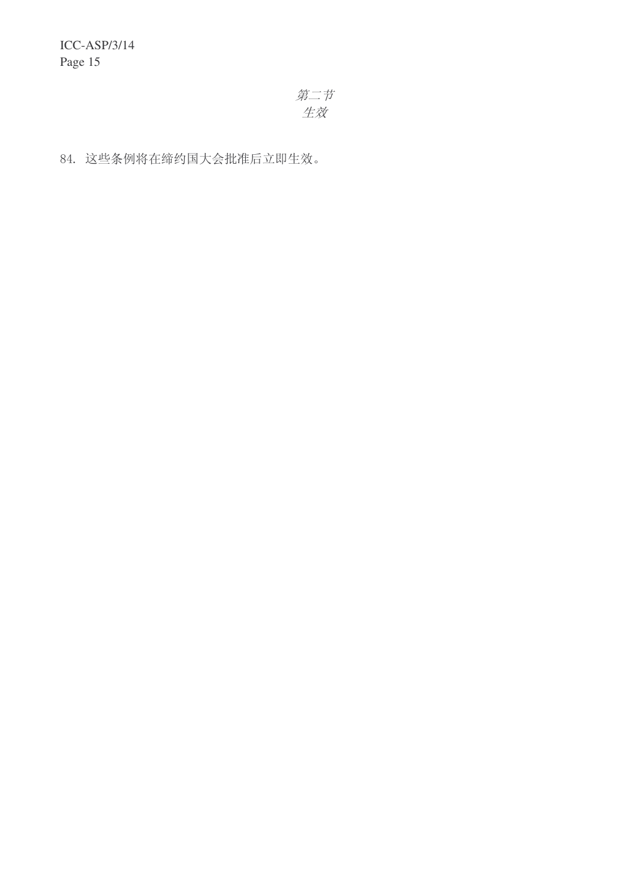*第二节*

*生效*

84. 这些条例将在缔约国大会批准后立即生效。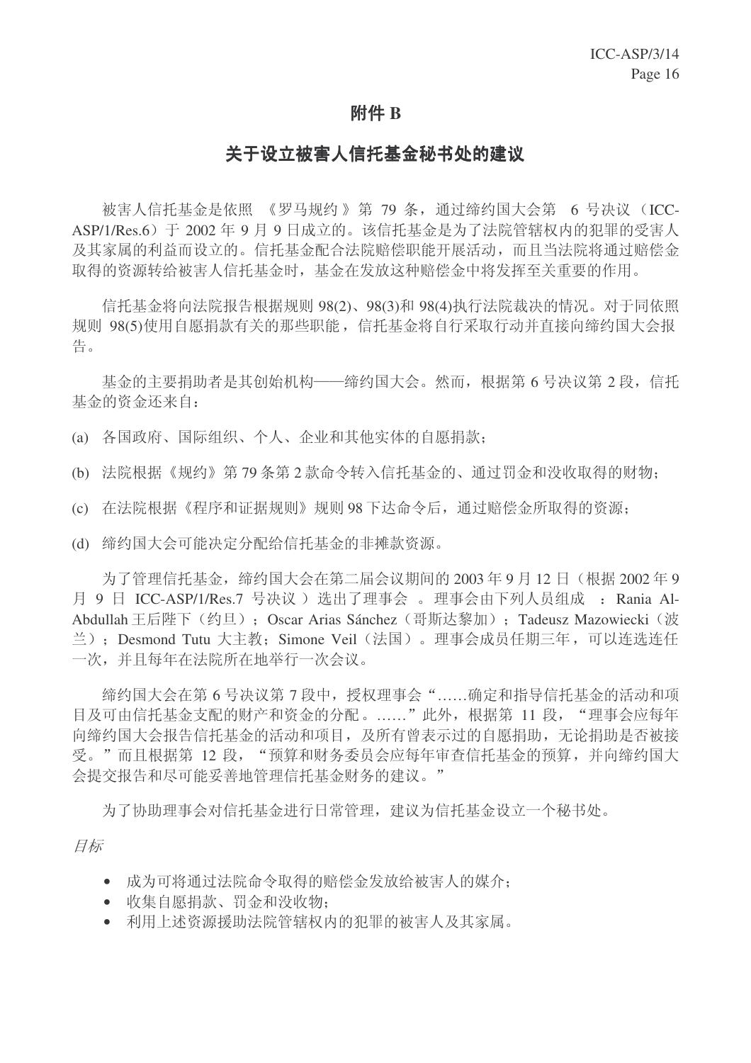# 附件 B

## 关于设立被害人信托基金秘书处的建议

被害人信托基金是依照 《罗马规约 》第 79 条，通过缔约国大会第 6 号决议（ICC-ASP/1/Res.6）于 2002 年 9 月 9 日成立的。该信托基金是为了法院管辖权内的犯罪的受害人及其家属的利益而设立的。信托基金配合法院赔偿职能开展活动，而且当法院将通过赔偿金取得的资源转给被害人信托基金时，基金在发放这种赔偿金中将发挥至关重要的作用。

信托基金将向法院报告根据规则 98(2)、98(3)和 98(4)执行法院裁决的情况。对于同依照规则 98(5)使用自愿捐款有关的那些职能，信托基金将自行采取行动并直接向缔约国大会报告。

基金的主要捐助者是其创始机构——缔约国大会。然而，根据第 6 号决议第 2 段，信托基金的资金还来自：

(a) 各国政府、国际组织、个人、企业和其他实体的自愿捐款；

(b) 法院根据《规约》第 79 条第 2 款命令转入信托基金的、通过罚金和没收取得的财物；

(c) 在法院根据《程序和证据规则》规则 98 下达命令后，通过赔偿金所取得的资源；

(d) 缔约国大会可能决定分配给信托基金的非摊款资源。

为了管理信托基金，缔约国大会在第二届会议期间的 2003 年 9 月 12 日（根据 2002 年 9 月 9 日 ICC-ASP/1/Res.7 号决议 ）选出了理事会 。理事会由下列人员组成 ：Rania Al-Abdullah 王后陛下（约旦）；Oscar Arias Sánchez（哥斯达黎加）；Tadeusz Mazowiecki（波兰）；Desmond Tutu 大主教；Simone Veil（法国）。理事会成员任期三年，可以连选连任一次，并且每年在法院所在地举行一次会议。

缔约国大会在第 6 号决议第 7 段中，授权理事会“……确定和指导信托基金的活动和项目及可由信托基金支配的财产和资金的分配。……”此外，根据第 11 段，“理事会应每年向缔约国大会报告信托基金的活动和项目，及所有曾表示过的自愿捐助，无论捐助是否被接受。”而且根据第 12 段，“预算和财务委员会应每年审查信托基金的预算，并向缔约国大会提交报告和尽可能妥善地管理信托基金财务的建议。”

为了协助理事会对信托基金进行日常管理，建议为信托基金设立一个秘书处。

*目标*

- 成为可将通过法院命令取得的赔偿金发放给被害人的媒介；
- 收集自愿捐款、罚金和没收物；
- 利用上述资源援助法院管辖权内的犯罪的被害人及其家属。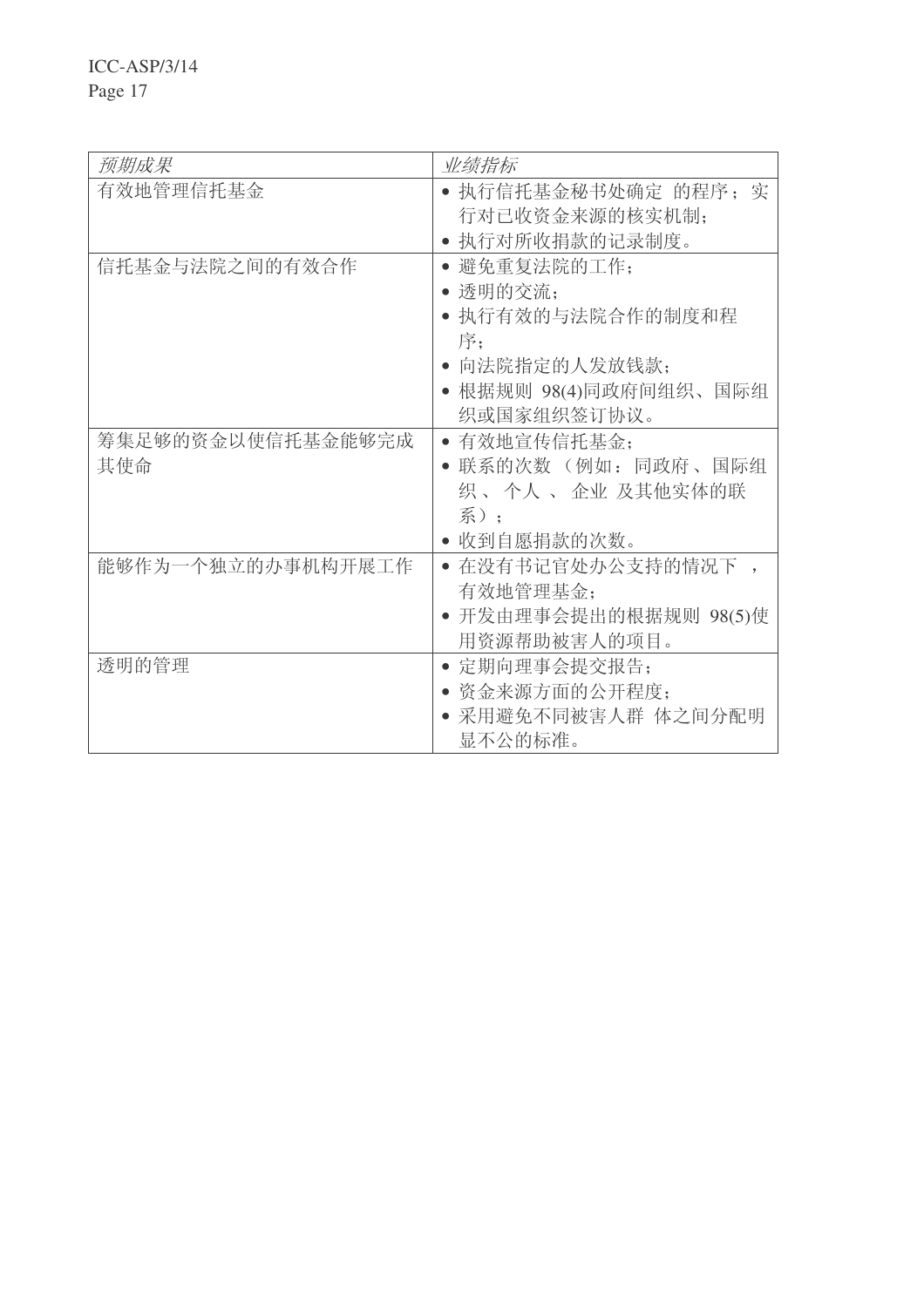| *预期成果* | *业绩指标* |
| --- | --- |
| 有效地管理信托基金 | • 执行信托基金秘书处确定 的程序；实行对已收资金来源的核实机制；<br>• 执行对所收捐款的记录制度。 |
| 信托基金与法院之间的有效合作 | • 避免重复法院的工作；<br>• 透明的交流；<br>• 执行有效的与法院合作的制度和程序；<br>• 向法院指定的人发放钱款；<br>• 根据规则 98(4)同政府间组织、国际组织或国家组织签订协议。 |
| 筹集足够的资金以使信托基金能够完成其使命 | • 有效地宣传信托基金；<br>• 联系的次数（例如：同政府、国际组织、个人、企业 及其他实体的联系）；<br>• 收到自愿捐款的次数。 |
| 能够作为一个独立的办事机构开展工作 | • 在没有书记官处办公支持的情况下，有效地管理基金；<br>• 开发由理事会提出的根据规则 98(5)使用资源帮助被害人的项目。 |
| 透明的管理 | • 定期向理事会提交报告；<br>• 资金来源方面的公开程度；<br>• 采用避免不同被害人群 体之间分配明显不公的标准。 |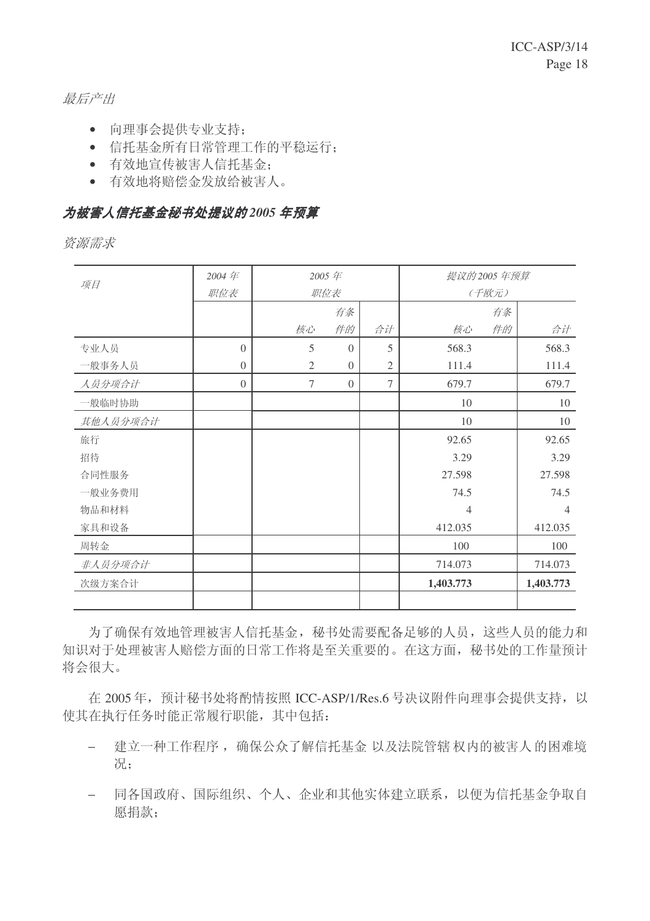*最后产出*

- 向理事会提供专业支持；
- 信托基金所有日常管理工作的平稳运行；
- 有效地宣传被害人信托基金；
- 有效地将赔偿金发放给被害人。

### ***为被害人信托基金秘书处提议的 2005 年预算***

*资源需求*

| *项目* | *2004 年职位表* | *2005 年职位表* | | | *提议的 2005 年预算（千欧元）* | | |
|---|---|---|---|---|---|---|---|
| | | *核心* | *有条件的* | *合计* | *核心* | *有条件的* | *合计* |
| 专业人员 | 0 | 5 | 0 | 5 | 568.3 | | 568.3 |
| 一般事务人员 | 0 | 2 | 0 | 2 | 111.4 | | 111.4 |
| *人员分项合计* | 0 | 7 | 0 | 7 | 679.7 | | 679.7 |
| 一般临时协助 | | | | | 10 | | 10 |
| *其他人员分项合计* | | | | | 10 | | 10 |
| 旅行 | | | | | 92.65 | | 92.65 |
| 招待 | | | | | 3.29 | | 3.29 |
| 合同性服务 | | | | | 27.598 | | 27.598 |
| 一般业务费用 | | | | | 74.5 | | 74.5 |
| 物品和材料 | | | | | 4 | | 4 |
| 家具和设备 | | | | | 412.035 | | 412.035 |
| 周转金 | | | | | 100 | | 100 |
| *非人员分项合计* | | | | | 714.073 | | 714.073 |
| 次级方案合计 | | | | | **1,403.773** | | **1,403.773** |

为了确保有效地管理被害人信托基金，秘书处需要配备足够的人员，这些人员的能力和知识对于处理被害人赔偿方面的日常工作将是至关重要的。在这方面，秘书处的工作量预计将会很大。

在 2005 年，预计秘书处将酌情按照 ICC-ASP/1/Res.6 号决议附件向理事会提供支持，以使其在执行任务时能正常履行职能，其中包括：

- 建立一种工作程序，确保公众了解信托基金以及法院管辖权内的被害人的困难境况；
- 同各国政府、国际组织、个人、企业和其他实体建立联系，以便为信托基金争取自愿捐款；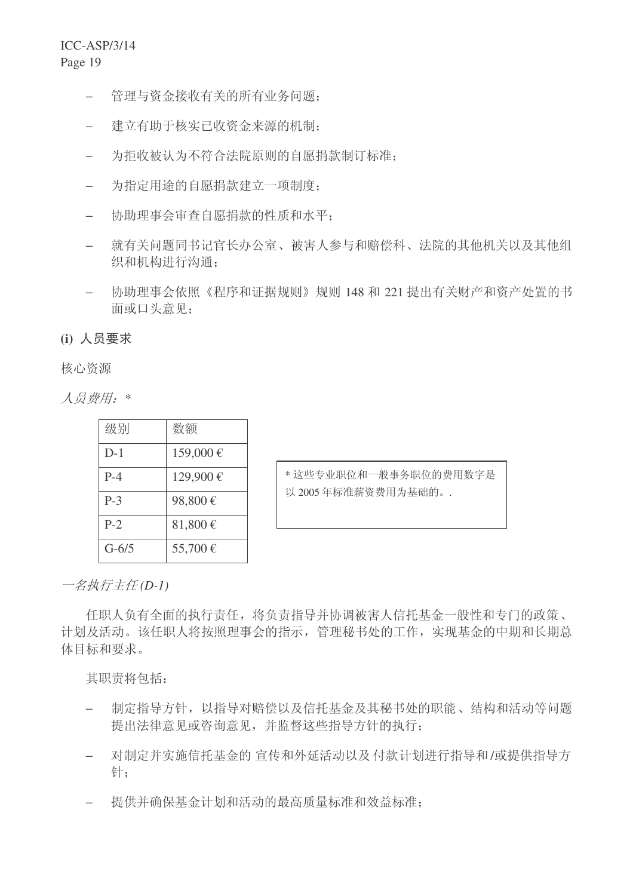- 管理与资金接收有关的所有业务问题；

- 建立有助于核实已收资金来源的机制；

- 为拒收被认为不符合法院原则的自愿捐款制订标准；

- 为指定用途的自愿捐款建立一项制度；

- 协助理事会审查自愿捐款的性质和水平；

- 就有关问题同书记官长办公室、被害人参与和赔偿科、法院的其他机关以及其他组织和机构进行沟通；

- 协助理事会依照《程序和证据规则》规则 148 和 221 提出有关财产和资产处置的书面或口头意见；

**(i) 人员要求**

核心资源

*人员费用：\**

| 级别 | 数额 |
|---|---|
| D-1 | 159,000 € |
| P-4 | 129,900 € |
| P-3 | 98,800 € |
| P-2 | 81,800 € |
| G-6/5 | 55,700 € |

\* 这些专业职位和一般事务职位的费用数字是以 2005 年标准薪资费用为基础的。.

*一名执行主任 (D-1)*

任职人负有全面的执行责任，将负责指导并协调被害人信托基金一般性和专门的政策、计划及活动。该任职人将按照理事会的指示，管理秘书处的工作，实现基金的中期和长期总体目标和要求。

其职责将包括：

- 制定指导方针，以指导对赔偿以及信托基金及其秘书处的职能、结构和活动等问题提出法律意见或咨询意见，并监督这些指导方针的执行；

- 对制定并实施信托基金的 宣传和外延活动以及 付款计划进行指导和/或提供指导方针；

- 提供并确保基金计划和活动的最高质量标准和效益标准；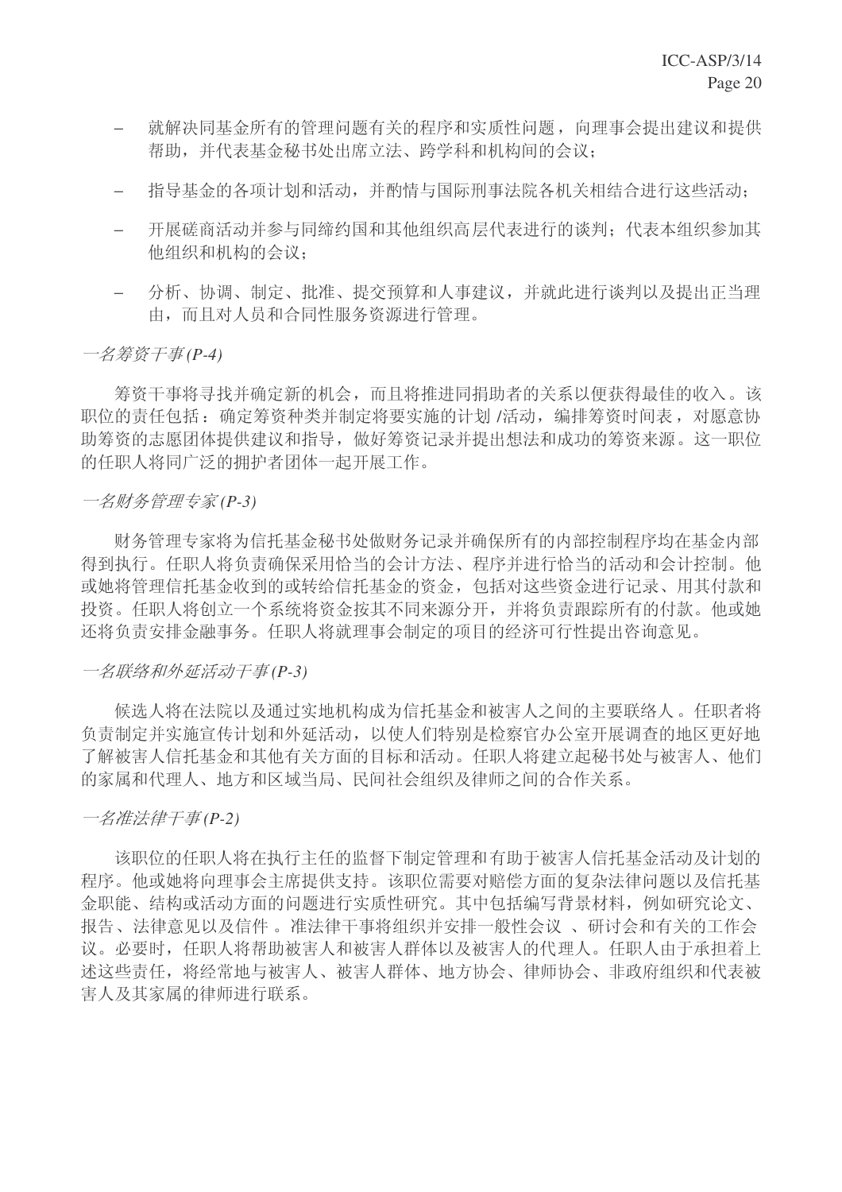- 就解决同基金所有的管理问题有关的程序和实质性问题，向理事会提出建议和提供帮助，并代表基金秘书处出席立法、跨学科和机构间的会议；

- 指导基金的各项计划和活动，并酌情与国际刑事法院各机关相结合进行这些活动；

- 开展磋商活动并参与同缔约国和其他组织高层代表进行的谈判；代表本组织参加其他组织和机构的会议；

- 分析、协调、制定、批准、提交预算和人事建议，并就此进行谈判以及提出正当理由，而且对人员和合同性服务资源进行管理。

*一名筹资干事(P-4)*

筹资干事将寻找并确定新的机会，而且将推进同捐助者的关系以便获得最佳的收入。该职位的责任包括：确定筹资种类并制定将要实施的计划 /活动，编排筹资时间表，对愿意协助筹资的志愿团体提供建议和指导，做好筹资记录并提出想法和成功的筹资来源。这一职位的任职人将同广泛的拥护者团体一起开展工作。

*一名财务管理专家(P-3)*

财务管理专家将为信托基金秘书处做财务记录并确保所有的内部控制程序均在基金内部得到执行。任职人将负责确保采用恰当的会计方法、程序并进行恰当的活动和会计控制。他或她将管理信托基金收到的或转给信托基金的资金，包括对这些资金进行记录、用其付款和投资。任职人将创立一个系统将资金按其不同来源分开，并将负责跟踪所有的付款。他或她还将负责安排金融事务。任职人将就理事会制定的项目的经济可行性提出咨询意见。

*一名联络和外延活动干事(P-3)*

候选人将在法院以及通过实地机构成为信托基金和被害人之间的主要联络人。任职者将负责制定并实施宣传计划和外延活动，以使人们特别是检察官办公室开展调查的地区更好地了解被害人信托基金和其他有关方面的目标和活动。任职人将建立起秘书处与被害人、他们的家属和代理人、地方和区域当局、民间社会组织及律师之间的合作关系。

*一名准法律干事(P-2)*

该职位的任职人将在执行主任的监督下制定管理和有助于被害人信托基金活动及计划的程序。他或她将向理事会主席提供支持。该职位需要对赔偿方面的复杂法律问题以及信托基金职能、结构或活动方面的问题进行实质性研究。其中包括编写背景材料，例如研究论文、报告、法律意见以及信件 。准法律干事将组织并安排一般性会议 、研讨会和有关的工作会议。必要时，任职人将帮助被害人和被害人群体以及被害人的代理人。任职人由于承担着上述这些责任，将经常地与被害人、被害人群体、地方协会、律师协会、非政府组织和代表被害人及其家属的律师进行联系。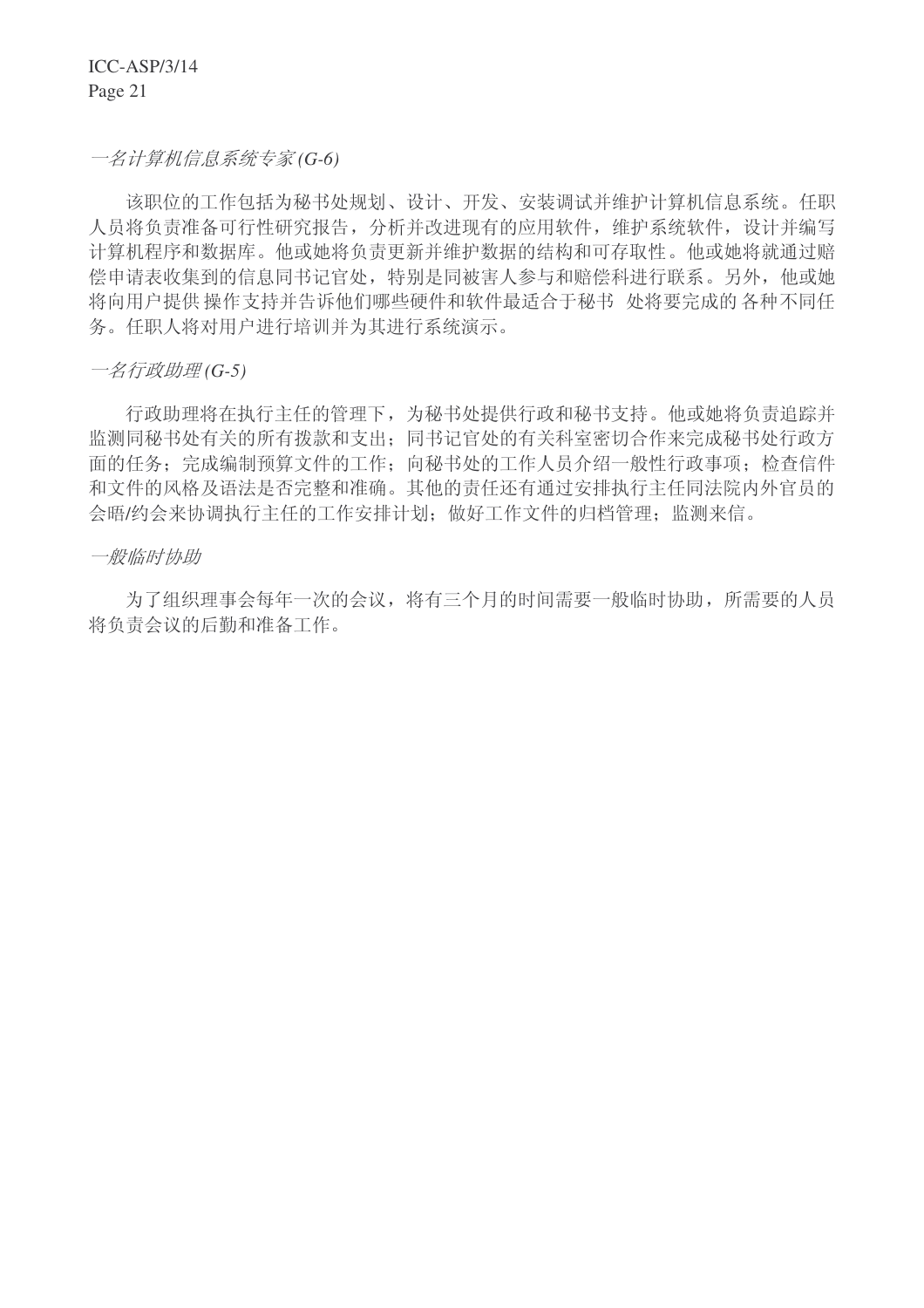*一名计算机信息系统专家 (G-6)*

该职位的工作包括为秘书处规划、设计、开发、安装调试并维护计算机信息系统。任职人员将负责准备可行性研究报告，分析并改进现有的应用软件，维护系统软件，设计并编写计算机程序和数据库。他或她将负责更新并维护数据的结构和可存取性。他或她将就通过赔偿申请表收集到的信息同书记官处，特别是同被害人参与和赔偿科进行联系。另外，他或她将向用户提供 操作支持并告诉他们哪些硬件和软件最适合于秘书 处将要完成的 各种不同任务。任职人将对用户进行培训并为其进行系统演示。

*一名行政助理 (G-5)*

行政助理将在执行主任的管理下，为秘书处提供行政和秘书支持。他或她将负责追踪并监测同秘书处有关的所有拨款和支出；同书记官处的有关科室密切合作来完成秘书处行政方面的任务；完成编制预算文件的工作；向秘书处的工作人员介绍一般性行政事项；检查信件和文件的风格及语法是否完整和准确。其他的责任还有通过安排执行主任同法院内外官员的会晤/约会来协调执行主任的工作安排计划；做好工作文件的归档管理；监测来信。

*一般临时协助*

为了组织理事会每年一次的会议，将有三个月的时间需要一般临时协助，所需要的人员将负责会议的后勤和准备工作。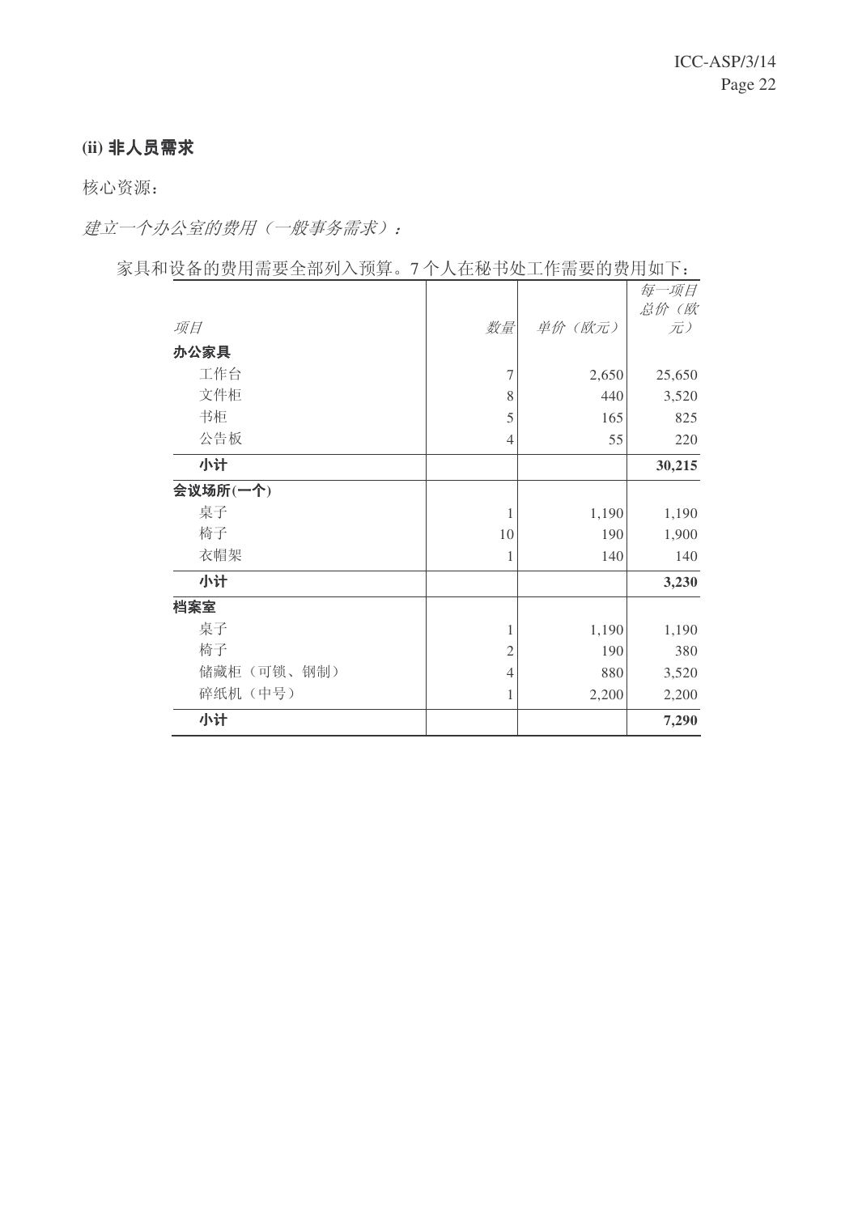### (ii) 非人员需求

核心资源：

*建立一个办公室的费用（一般事务需求）：*

家具和设备的费用需要全部列入预算。7 个人在秘书处工作需要的费用如下：

| *项目* | *数量* | *单价（欧元）* | *每一项目总价（欧元）* |
|---|---|---|---|
| **办公家具** | | | |
| 工作台 | 7 | 2,650 | 25,650 |
| 文件柜 | 8 | 440 | 3,520 |
| 书柜 | 5 | 165 | 825 |
| 公告板 | 4 | 55 | 220 |
| **小计** | | | **30,215** |
| **会议场所(一个)** | | | |
| 桌子 | 1 | 1,190 | 1,190 |
| 椅子 | 10 | 190 | 1,900 |
| 衣帽架 | 1 | 140 | 140 |
| **小计** | | | **3,230** |
| **档案室** | | | |
| 桌子 | 1 | 1,190 | 1,190 |
| 椅子 | 2 | 190 | 380 |
| 储藏柜（可锁、钢制） | 4 | 880 | 3,520 |
| 碎纸机（中号） | 1 | 2,200 | 2,200 |
| **小计** | | | **7,290** |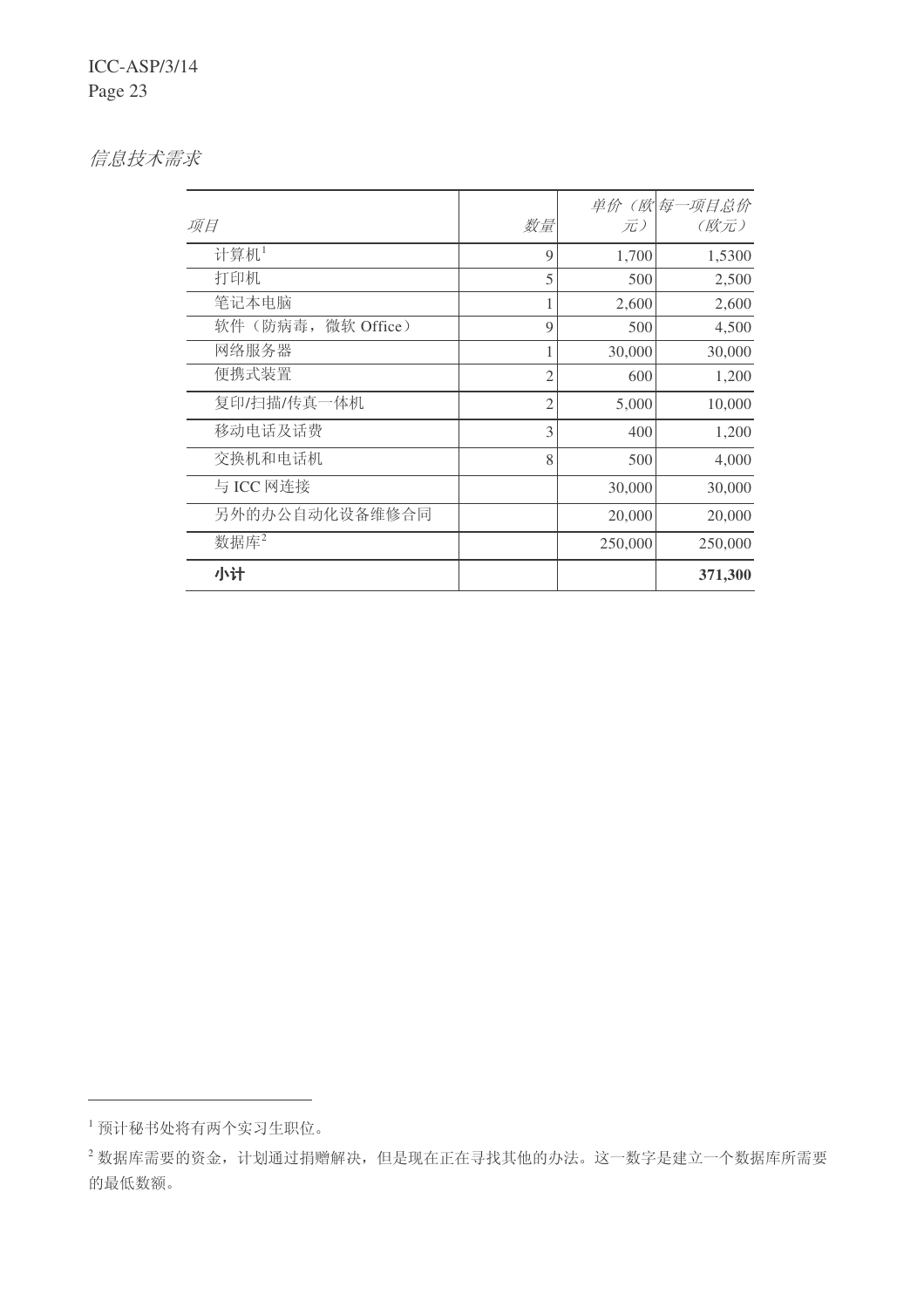*信息技术需求*

| *项目* | *数量* | *单价（欧元）* | *每一项目总价（欧元）* |
|---|---|---|---|
| 计算机[1] | 9 | 1,700 | 1,5300 |
| 打印机 | 5 | 500 | 2,500 |
| 笔记本电脑 | 1 | 2,600 | 2,600 |
| 软件（防病毒，微软 Office） | 9 | 500 | 4,500 |
| 网络服务器 | 1 | 30,000 | 30,000 |
| 便携式装置 | 2 | 600 | 1,200 |
| 复印/扫描/传真一体机 | 2 | 5,000 | 10,000 |
| 移动电话及话费 | 3 | 400 | 1,200 |
| 交换机和电话机 | 8 | 500 | 4,000 |
| 与 ICC 网连接 | | 30,000 | 30,000 |
| 另外的办公自动化设备维修合同 | | 20,000 | 20,000 |
| 数据库[2] | | 250,000 | 250,000 |
| **小计** | | | **371,300** |

[1] 预计秘书处将有两个实习生职位。

[2] 数据库需要的资金，计划通过捐赠解决，但是现在正在寻找其他的办法。这一数字是建立一个数据库所需要的最低数额。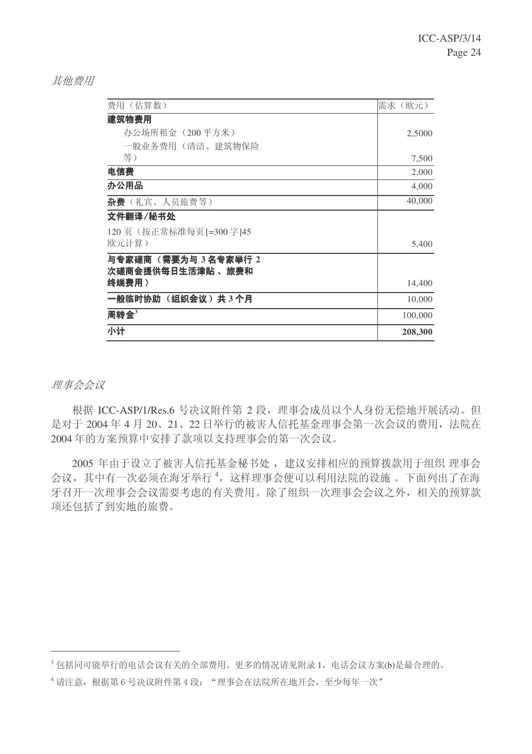*其他费用*

| 费用（估算数） | 需求（欧元） |
| --- | --- |
| **建筑物费用** | |
| 办公场所租金（200 平方米） | 2,5000 |
| 一般业务费用（清洁、建筑物保险等） | 7,500 |
| **电信费** | 2,000 |
| **办公用品** | 4,000 |
| **杂费**（礼宾、人员旅费等） | 40,000 |
| **文件翻译/秘书处** | |
| 120 页（按正常标准每页[=300 字]45 欧元计算） | 5,400 |
| **与专家磋商（需要为与 3 名专家举行 2 次磋商会提供每日生活津贴 、旅费和终端费用）** | 14,400 |
| **一般临时协助（组织会议）共 3 个月** | 10,000 |
| **周转金**[3] | 100,000 |
| **小计** | **208,300** |

*理事会会议*

根据 ICC-ASP/1/Res.6 号决议附件第 2 段，理事会成员以个人身份无偿地开展活动。但是对于 2004 年 4 月 20、21、22 日举行的被害人信托基金理事会第一次会议的费用，法院在 2004 年的方案预算中安排了款项以支持理事会的第一次会议。

2005 年由于设立了被害人信托基金秘书处，建议安排相应的预算拨款用于组织 理事会会议，其中有一次必须在海牙举行[4]，这样理事会便可以利用法院的设施 。下面列出了在海牙召开一次理事会会议需要考虑的有关费用。除了组织一次理事会会议之外，相关的预算款项还包括了到实地的旅费。

---

[3] 包括同可能举行的电话会议有关的全部费用。更多的情况请见附录 1，电话会议方案(b)是最合理的。

[4] 请注意，根据第 6 号决议附件第 4 段："理事会在法院所在地开会，至少每年一次"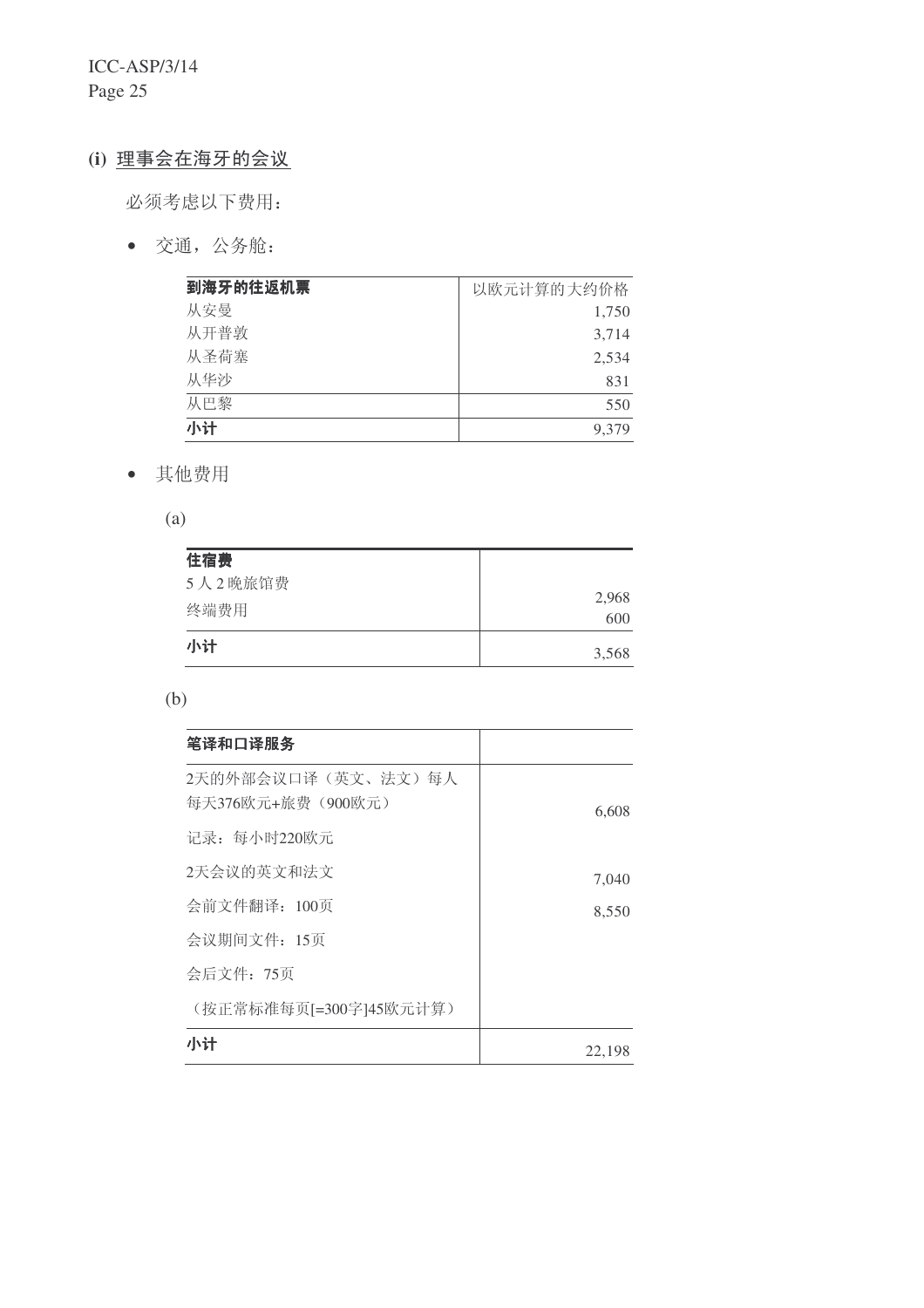### (i) 理事会在海牙的会议

必须考虑以下费用：

- 交通，公务舱：

| 到海牙的往返机票 | 以欧元计算的大约价格 |
|---|---|
| 从安曼 | 1,750 |
| 从开普敦 | 3,714 |
| 从圣荷塞 | 2,534 |
| 从华沙 | 831 |
| 从巴黎 | 550 |
| **小计** | 9,379 |

- 其他费用

(a)

| 住宿费 | |
|---|---|
| 5 人 2 晚旅馆费 | 2,968 |
| 终端费用 | 600 |
| **小计** | 3,568 |

(b)

| 笔译和口译服务 | |
|---|---|
| 2天的外部会议口译（英文、法文）每人每天376欧元+旅费（900欧元） | 6,608 |
| 记录：每小时220欧元 | |
| 2天会议的英文和法文 | 7,040 |
| 会前文件翻译：100页 | 8,550 |
| 会议期间文件：15页 | |
| 会后文件：75页 | |
| （按正常标准每页[=300字]45欧元计算） | |
| **小计** | 22,198 |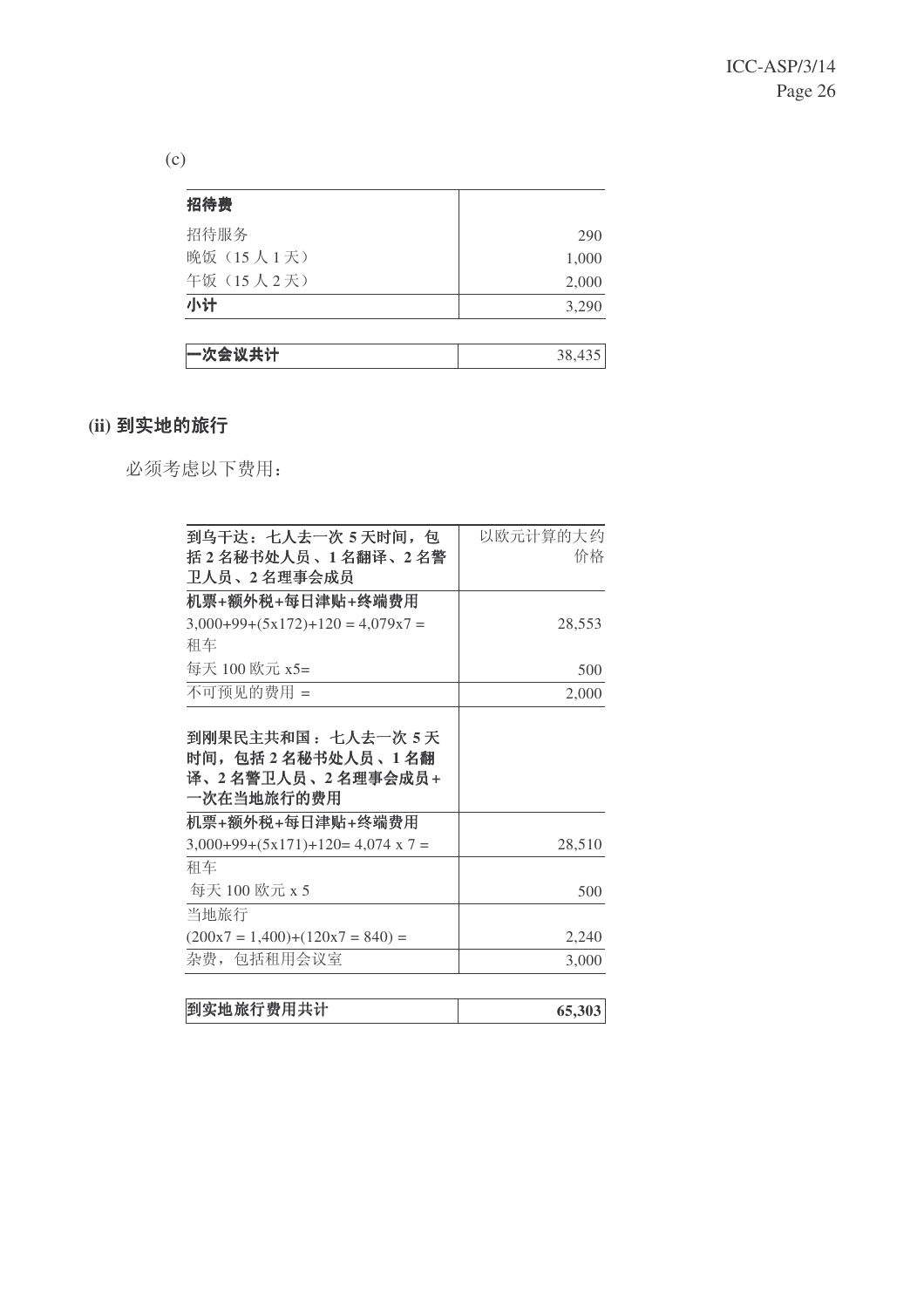(c)

| **招待费** | |
|---|---|
| 招待服务 | 290 |
| 晚饭（15 人 1 天） | 1,000 |
| 午饭（15 人 2 天） | 2,000 |
| **小计** | 3,290 |

| **一次会议共计** | 38,435 |
|---|---|

### (ii) 到实地的旅行

必须考虑以下费用：

| **到乌干达：七人去一次 5 天时间，包括 2 名秘书处人员、1 名翻译、2 名警卫人员、2 名理事会成员** | 以欧元计算的大约价格 |
|---|---|
| **机票+额外税+每日津贴+终端费用** | |
| 3,000+99+(5x172)+120 = 4,079x7 = | 28,553 |
| 租车 | |
| 每天 100 欧元 x5= | 500 |
| 不可预见的费用 = | 2,000 |
| **到刚果民主共和国：七人去一次 5 天时间，包括 2 名秘书处人员、1 名翻译、2 名警卫人员、2 名理事会成员+一次在当地旅行的费用** | |
| **机票+额外税+每日津贴+终端费用** | |
| 3,000+99+(5x171)+120= 4,074 x 7 = | 28,510 |
| 租车 | |
| 每天 100 欧元 x 5 | 500 |
| 当地旅行 | |
| (200x7 = 1,400)+(120x7 = 840) = | 2,240 |
| 杂费，包括租用会议室 | 3,000 |

| **到实地旅行费用共计** | **65,303** |
|---|---|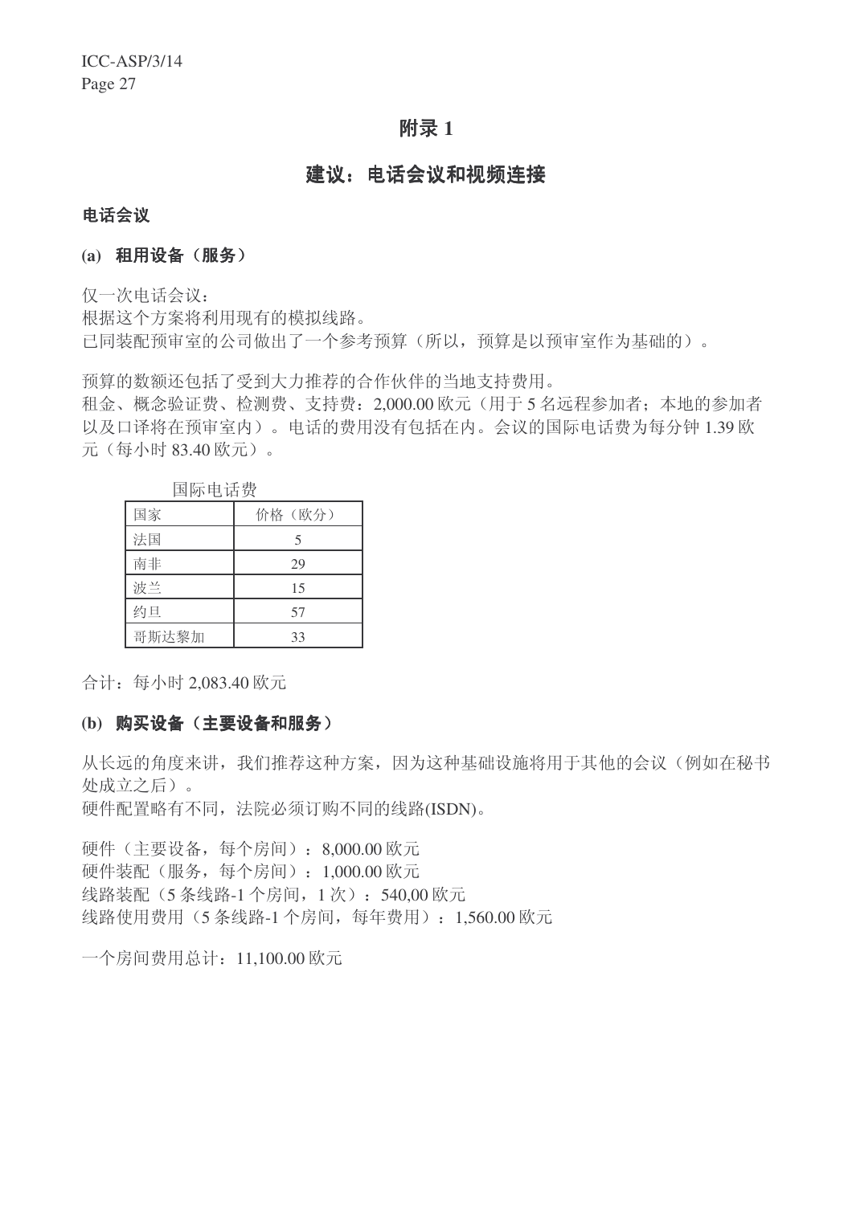# 附录 1

## 建议：电话会议和视频连接

### 电话会议

#### (a) 租用设备（服务）

仅一次电话会议：
根据这个方案将利用现有的模拟线路。
已同装配预审室的公司做出了一个参考预算（所以，预算是以预审室作为基础的）。

预算的数额还包括了受到大力推荐的合作伙伴的当地支持费用。
租金、概念验证费、检测费、支持费：2,000.00 欧元（用于 5 名远程参加者；本地的参加者以及口译将在预审室内）。电话的费用没有包括在内。会议的国际电话费为每分钟 1.39 欧元（每小时 83.40 欧元）。

国际电话费

| 国家 | 价格（欧分） |
|---|---|
| 法国 | 5 |
| 南非 | 29 |
| 波兰 | 15 |
| 约旦 | 57 |
| 哥斯达黎加 | 33 |

合计：每小时 2,083.40 欧元

#### (b) 购买设备（主要设备和服务）

从长远的角度来讲，我们推荐这种方案，因为这种基础设施将用于其他的会议（例如在秘书处成立之后）。
硬件配置略有不同，法院必须订购不同的线路(ISDN)。

硬件（主要设备，每个房间）：8,000.00 欧元
硬件装配（服务，每个房间）：1,000.00 欧元
线路装配（5 条线路-1 个房间，1 次）：540,00 欧元
线路使用费用（5 条线路-1 个房间，每年费用）：1,560.00 欧元

一个房间费用总计：11,100.00 欧元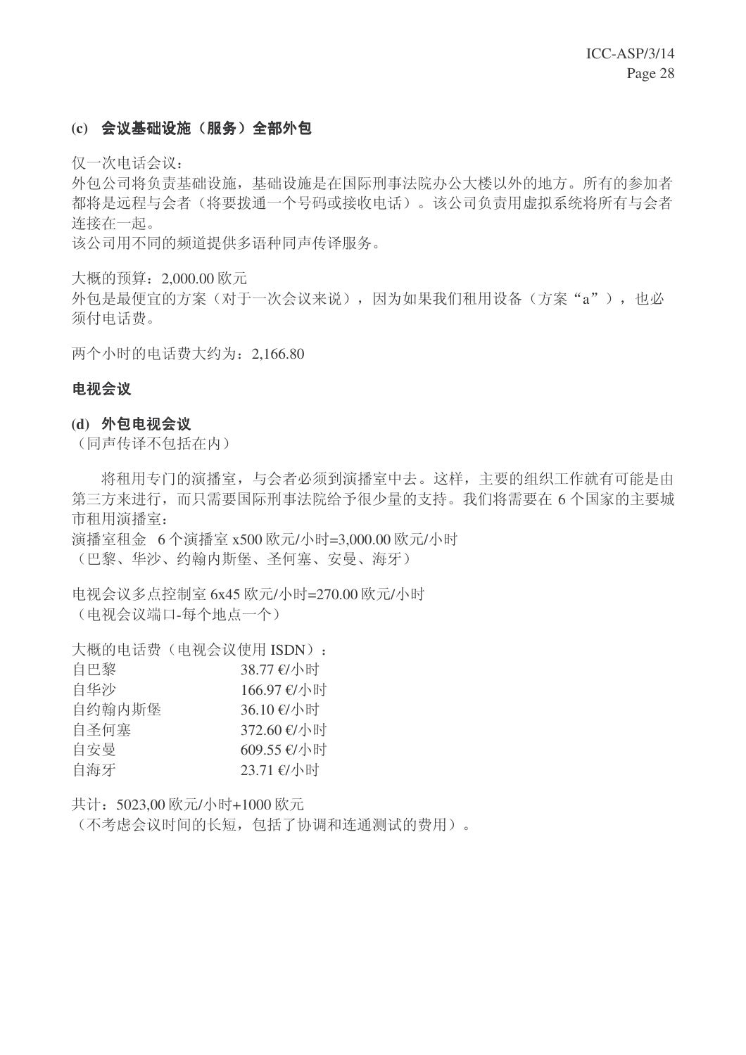**(c) 会议基础设施（服务）全部外包**

仅一次电话会议：

外包公司将负责基础设施，基础设施是在国际刑事法院办公大楼以外的地方。所有的参加者都将是远程与会者（将要拨通一个号码或接收电话）。该公司负责用虚拟系统将所有与会者连接在一起。

该公司用不同的频道提供多语种同声传译服务。

大概的预算：2,000.00 欧元

外包是最便宜的方案（对于一次会议来说），因为如果我们租用设备（方案“a”），也必须付电话费。

两个小时的电话费大约为：2,166.80

**电视会议**

**(d) 外包电视会议**

（同声传译不包括在内）

将租用专门的演播室，与会者必须到演播室中去。这样，主要的组织工作就有可能是由第三方来进行，而只需要国际刑事法院给予很少量的支持。我们将需要在 6 个国家的主要城市租用演播室：

演播室租金 6 个演播室 x500 欧元/小时=3,000.00 欧元/小时

（巴黎、华沙、约翰内斯堡、圣何塞、安曼、海牙）

电视会议多点控制室 6x45 欧元/小时=270.00 欧元/小时

（电视会议端口-每个地点一个）

大概的电话费（电视会议使用 ISDN）：

| | |
|---|---|
| 自巴黎 | 38.77 €/小时 |
| 自华沙 | 166.97 €/小时 |
| 自约翰内斯堡 | 36.10 €/小时 |
| 自圣何塞 | 372.60 €/小时 |
| 自安曼 | 609.55 €/小时 |
| 自海牙 | 23.71 €/小时 |

共计：5023,00 欧元/小时+1000 欧元

（不考虑会议时间的长短，包括了协调和连通测试的费用）。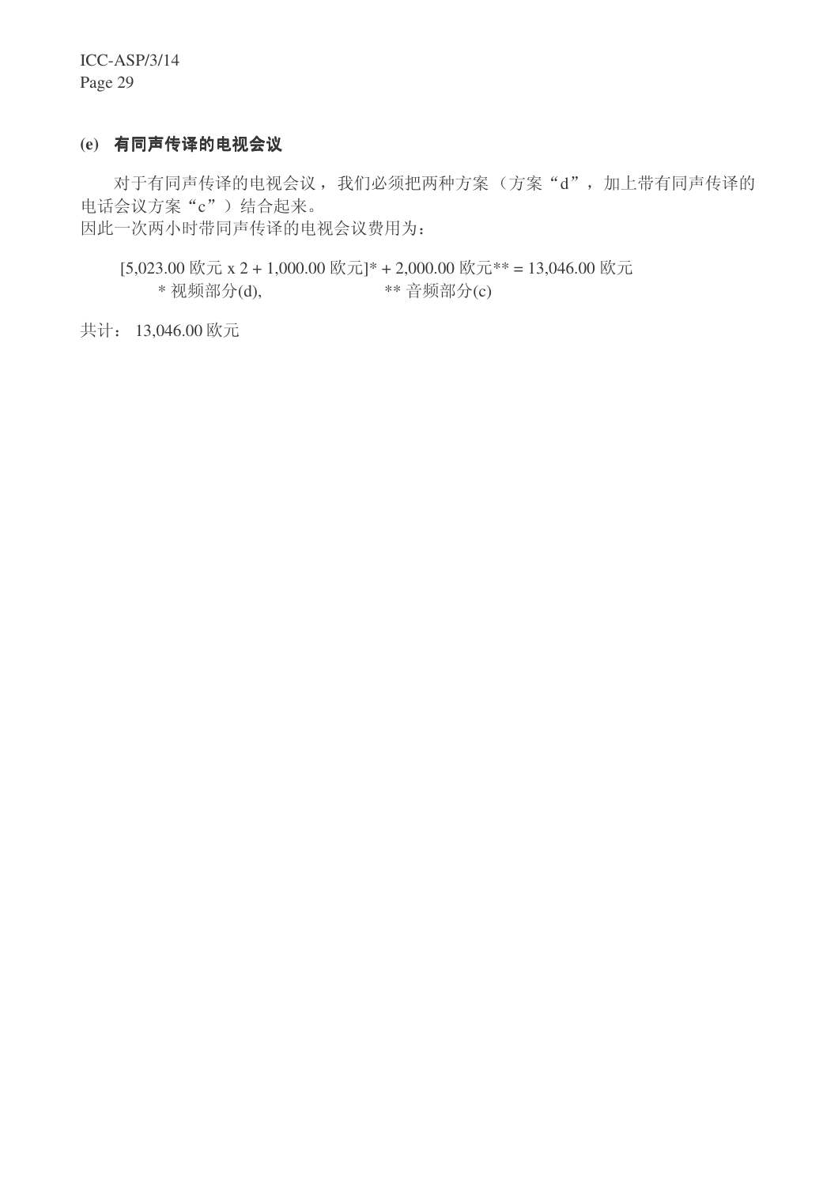### (e) 有同声传译的电视会议

对于有同声传译的电视会议，我们必须把两种方案（方案“d”，加上带有同声传译的电话会议方案“c”）结合起来。
因此一次两小时带同声传译的电视会议费用为：

[5,023.00 欧元 x 2 + 1,000.00 欧元]* + 2,000.00 欧元** = 13,046.00 欧元
* 视频部分(d), ** 音频部分(c)

共计： 13,046.00 欧元